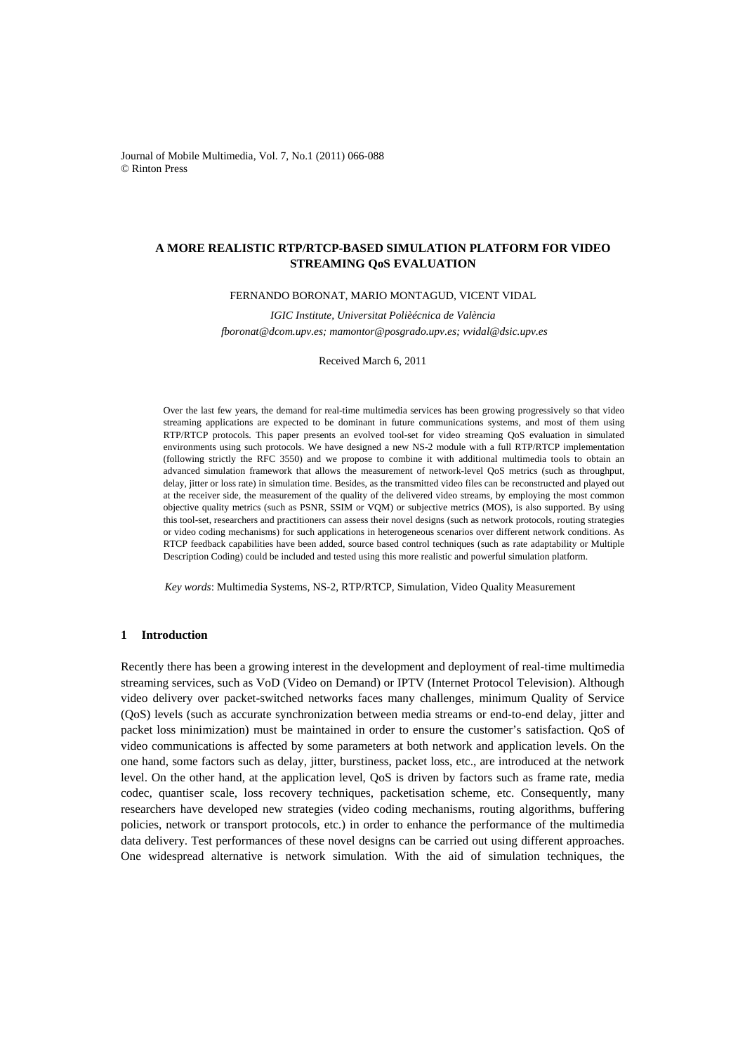# A MORE REALISTIC RTP/RTCP-BASED SIMULATION PLATFORM FOR VIDEO STREAMING QoS EVALUATION

FERNANDO BORONAT, MARIO MONTAGUD, VICENT VIDAL

*IGIC Institute, Universitat Polièécnica de València*
*fboronat@dcom.upv.es; mamontor@posgrado.upv.es; vvidal@dsic.upv.es*

Received March 6, 2011

Over the last few years, the demand for real-time multimedia services has been growing progressively so that video streaming applications are expected to be dominant in future communications systems, and most of them using RTP/RTCP protocols. This paper presents an evolved tool-set for video streaming QoS evaluation in simulated environments using such protocols. We have designed a new NS-2 module with a full RTP/RTCP implementation (following strictly the RFC 3550) and we propose to combine it with additional multimedia tools to obtain an advanced simulation framework that allows the measurement of network-level QoS metrics (such as throughput, delay, jitter or loss rate) in simulation time. Besides, as the transmitted video files can be reconstructed and played out at the receiver side, the measurement of the quality of the delivered video streams, by employing the most common objective quality metrics (such as PSNR, SSIM or VQM) or subjective metrics (MOS), is also supported. By using this tool-set, researchers and practitioners can assess their novel designs (such as network protocols, routing strategies or video coding mechanisms) for such applications in heterogeneous scenarios over different network conditions. As RTCP feedback capabilities have been added, source based control techniques (such as rate adaptability or Multiple Description Coding) could be included and tested using this more realistic and powerful simulation platform.

*Key words*: Multimedia Systems, NS-2, RTP/RTCP, Simulation, Video Quality Measurement

## 1 Introduction

Recently there has been a growing interest in the development and deployment of real-time multimedia streaming services, such as VoD (Video on Demand) or IPTV (Internet Protocol Television). Although video delivery over packet-switched networks faces many challenges, minimum Quality of Service (QoS) levels (such as accurate synchronization between media streams or end-to-end delay, jitter and packet loss minimization) must be maintained in order to ensure the customer's satisfaction. QoS of video communications is affected by some parameters at both network and application levels. On the one hand, some factors such as delay, jitter, burstiness, packet loss, etc., are introduced at the network level. On the other hand, at the application level, QoS is driven by factors such as frame rate, media codec, quantiser scale, loss recovery techniques, packetisation scheme, etc. Consequently, many researchers have developed new strategies (video coding mechanisms, routing algorithms, buffering policies, network or transport protocols, etc.) in order to enhance the performance of the multimedia data delivery. Test performances of these novel designs can be carried out using different approaches. One widespread alternative is network simulation. With the aid of simulation techniques, the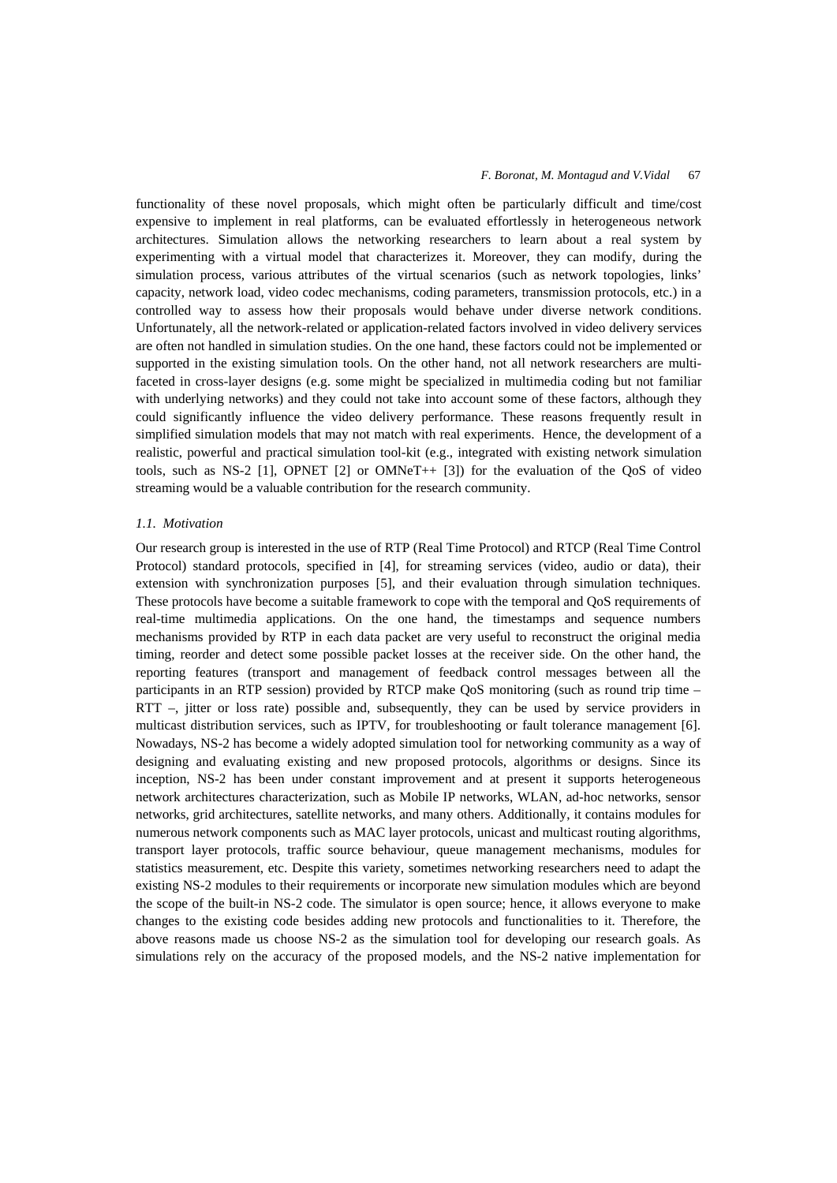functionality of these novel proposals, which might often be particularly difficult and time/cost expensive to implement in real platforms, can be evaluated effortlessly in heterogeneous network architectures. Simulation allows the networking researchers to learn about a real system by experimenting with a virtual model that characterizes it. Moreover, they can modify, during the simulation process, various attributes of the virtual scenarios (such as network topologies, links' capacity, network load, video codec mechanisms, coding parameters, transmission protocols, etc.) in a controlled way to assess how their proposals would behave under diverse network conditions. Unfortunately, all the network-related or application-related factors involved in video delivery services are often not handled in simulation studies. On the one hand, these factors could not be implemented or supported in the existing simulation tools. On the other hand, not all network researchers are multi-faceted in cross-layer designs (e.g. some might be specialized in multimedia coding but not familiar with underlying networks) and they could not take into account some of these factors, although they could significantly influence the video delivery performance. These reasons frequently result in simplified simulation models that may not match with real experiments. Hence, the development of a realistic, powerful and practical simulation tool-kit (e.g., integrated with existing network simulation tools, such as NS-2 [1], OPNET [2] or OMNeT++ [3]) for the evaluation of the QoS of video streaming would be a valuable contribution for the research community.

### *1.1. Motivation*

Our research group is interested in the use of RTP (Real Time Protocol) and RTCP (Real Time Control Protocol) standard protocols, specified in [4], for streaming services (video, audio or data), their extension with synchronization purposes [5], and their evaluation through simulation techniques. These protocols have become a suitable framework to cope with the temporal and QoS requirements of real-time multimedia applications. On the one hand, the timestamps and sequence numbers mechanisms provided by RTP in each data packet are very useful to reconstruct the original media timing, reorder and detect some possible packet losses at the receiver side. On the other hand, the reporting features (transport and management of feedback control messages between all the participants in an RTP session) provided by RTCP make QoS monitoring (such as round trip time – RTT –, jitter or loss rate) possible and, subsequently, they can be used by service providers in multicast distribution services, such as IPTV, for troubleshooting or fault tolerance management [6]. Nowadays, NS-2 has become a widely adopted simulation tool for networking community as a way of designing and evaluating existing and new proposed protocols, algorithms or designs. Since its inception, NS-2 has been under constant improvement and at present it supports heterogeneous network architectures characterization, such as Mobile IP networks, WLAN, ad-hoc networks, sensor networks, grid architectures, satellite networks, and many others. Additionally, it contains modules for numerous network components such as MAC layer protocols, unicast and multicast routing algorithms, transport layer protocols, traffic source behaviour, queue management mechanisms, modules for statistics measurement, etc. Despite this variety, sometimes networking researchers need to adapt the existing NS-2 modules to their requirements or incorporate new simulation modules which are beyond the scope of the built-in NS-2 code. The simulator is open source; hence, it allows everyone to make changes to the existing code besides adding new protocols and functionalities to it. Therefore, the above reasons made us choose NS-2 as the simulation tool for developing our research goals. As simulations rely on the accuracy of the proposed models, and the NS-2 native implementation for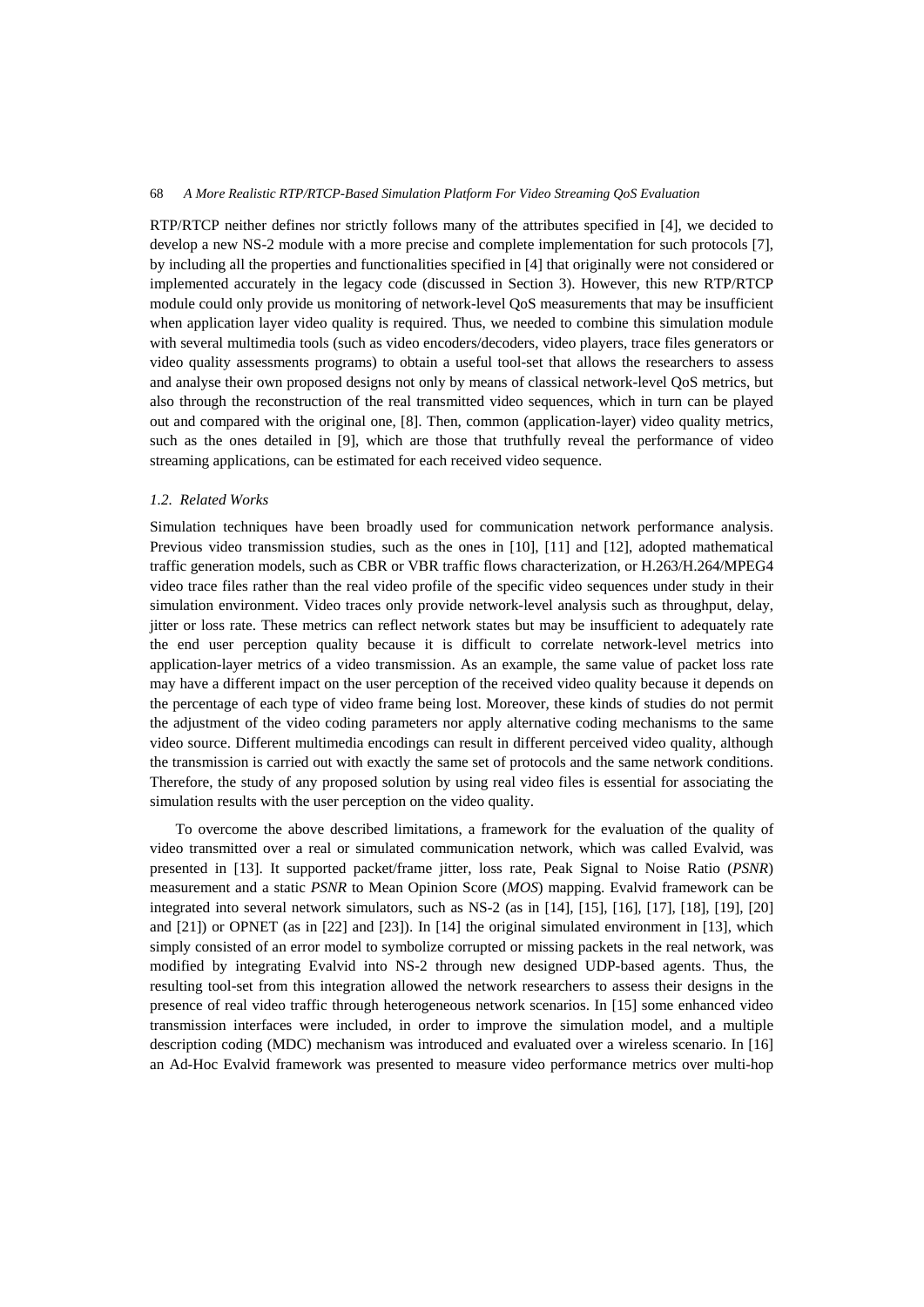RTP/RTCP neither defines nor strictly follows many of the attributes specified in [4], we decided to develop a new NS-2 module with a more precise and complete implementation for such protocols [7], by including all the properties and functionalities specified in [4] that originally were not considered or implemented accurately in the legacy code (discussed in Section 3). However, this new RTP/RTCP module could only provide us monitoring of network-level QoS measurements that may be insufficient when application layer video quality is required. Thus, we needed to combine this simulation module with several multimedia tools (such as video encoders/decoders, video players, trace files generators or video quality assessments programs) to obtain a useful tool-set that allows the researchers to assess and analyse their own proposed designs not only by means of classical network-level QoS metrics, but also through the reconstruction of the real transmitted video sequences, which in turn can be played out and compared with the original one, [8]. Then, common (application-layer) video quality metrics, such as the ones detailed in [9], which are those that truthfully reveal the performance of video streaming applications, can be estimated for each received video sequence.

### *1.2. Related Works*

Simulation techniques have been broadly used for communication network performance analysis. Previous video transmission studies, such as the ones in [10], [11] and [12], adopted mathematical traffic generation models, such as CBR or VBR traffic flows characterization, or H.263/H.264/MPEG4 video trace files rather than the real video profile of the specific video sequences under study in their simulation environment. Video traces only provide network-level analysis such as throughput, delay, jitter or loss rate. These metrics can reflect network states but may be insufficient to adequately rate the end user perception quality because it is difficult to correlate network-level metrics into application-layer metrics of a video transmission. As an example, the same value of packet loss rate may have a different impact on the user perception of the received video quality because it depends on the percentage of each type of video frame being lost. Moreover, these kinds of studies do not permit the adjustment of the video coding parameters nor apply alternative coding mechanisms to the same video source. Different multimedia encodings can result in different perceived video quality, although the transmission is carried out with exactly the same set of protocols and the same network conditions. Therefore, the study of any proposed solution by using real video files is essential for associating the simulation results with the user perception on the video quality.

To overcome the above described limitations, a framework for the evaluation of the quality of video transmitted over a real or simulated communication network, which was called Evalvid, was presented in [13]. It supported packet/frame jitter, loss rate, Peak Signal to Noise Ratio (*PSNR*) measurement and a static *PSNR* to Mean Opinion Score (*MOS*) mapping. Evalvid framework can be integrated into several network simulators, such as NS-2 (as in [14], [15], [16], [17], [18], [19], [20] and [21]) or OPNET (as in [22] and [23]). In [14] the original simulated environment in [13], which simply consisted of an error model to symbolize corrupted or missing packets in the real network, was modified by integrating Evalvid into NS-2 through new designed UDP-based agents. Thus, the resulting tool-set from this integration allowed the network researchers to assess their designs in the presence of real video traffic through heterogeneous network scenarios. In [15] some enhanced video transmission interfaces were included, in order to improve the simulation model, and a multiple description coding (MDC) mechanism was introduced and evaluated over a wireless scenario. In [16] an Ad-Hoc Evalvid framework was presented to measure video performance metrics over multi-hop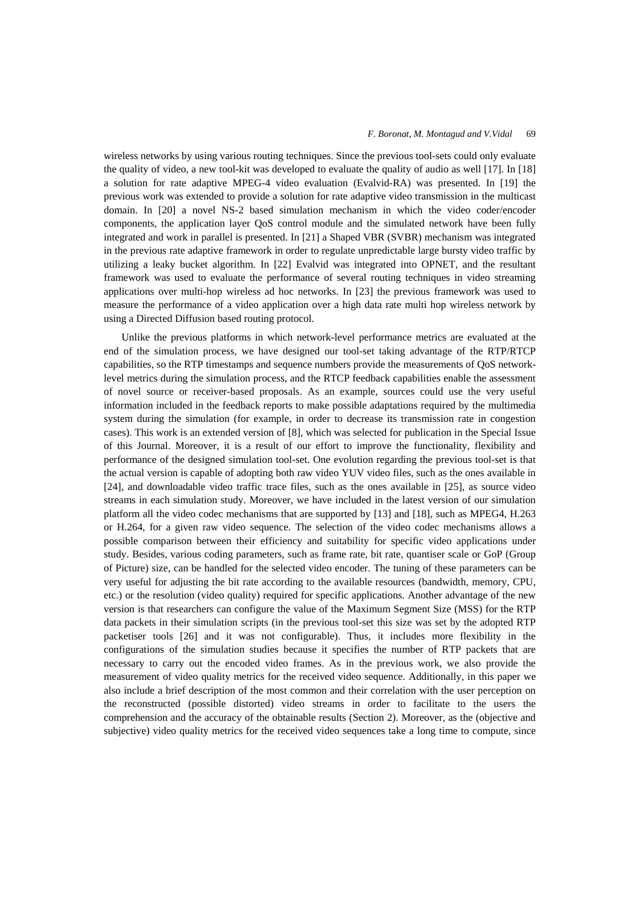wireless networks by using various routing techniques. Since the previous tool-sets could only evaluate the quality of video, a new tool-kit was developed to evaluate the quality of audio as well [17]. In [18] a solution for rate adaptive MPEG-4 video evaluation (Evalvid-RA) was presented. In [19] the previous work was extended to provide a solution for rate adaptive video transmission in the multicast domain. In [20] a novel NS-2 based simulation mechanism in which the video coder/encoder components, the application layer QoS control module and the simulated network have been fully integrated and work in parallel is presented. In [21] a Shaped VBR (SVBR) mechanism was integrated in the previous rate adaptive framework in order to regulate unpredictable large bursty video traffic by utilizing a leaky bucket algorithm. In [22] Evalvid was integrated into OPNET, and the resultant framework was used to evaluate the performance of several routing techniques in video streaming applications over multi-hop wireless ad hoc networks. In [23] the previous framework was used to measure the performance of a video application over a high data rate multi hop wireless network by using a Directed Diffusion based routing protocol.

Unlike the previous platforms in which network-level performance metrics are evaluated at the end of the simulation process, we have designed our tool-set taking advantage of the RTP/RTCP capabilities, so the RTP timestamps and sequence numbers provide the measurements of QoS network-level metrics during the simulation process, and the RTCP feedback capabilities enable the assessment of novel source or receiver-based proposals. As an example, sources could use the very useful information included in the feedback reports to make possible adaptations required by the multimedia system during the simulation (for example, in order to decrease its transmission rate in congestion cases). This work is an extended version of [8], which was selected for publication in the Special Issue of this Journal. Moreover, it is a result of our effort to improve the functionality, flexibility and performance of the designed simulation tool-set. One evolution regarding the previous tool-set is that the actual version is capable of adopting both raw video YUV video files, such as the ones available in [24], and downloadable video traffic trace files, such as the ones available in [25], as source video streams in each simulation study. Moreover, we have included in the latest version of our simulation platform all the video codec mechanisms that are supported by [13] and [18], such as MPEG4, H.263 or H.264, for a given raw video sequence. The selection of the video codec mechanisms allows a possible comparison between their efficiency and suitability for specific video applications under study. Besides, various coding parameters, such as frame rate, bit rate, quantiser scale or GoP (Group of Picture) size, can be handled for the selected video encoder. The tuning of these parameters can be very useful for adjusting the bit rate according to the available resources (bandwidth, memory, CPU, etc.) or the resolution (video quality) required for specific applications. Another advantage of the new version is that researchers can configure the value of the Maximum Segment Size (MSS) for the RTP data packets in their simulation scripts (in the previous tool-set this size was set by the adopted RTP packetiser tools [26] and it was not configurable). Thus, it includes more flexibility in the configurations of the simulation studies because it specifies the number of RTP packets that are necessary to carry out the encoded video frames. As in the previous work, we also provide the measurement of video quality metrics for the received video sequence. Additionally, in this paper we also include a brief description of the most common and their correlation with the user perception on the reconstructed (possible distorted) video streams in order to facilitate to the users the comprehension and the accuracy of the obtainable results (Section 2). Moreover, as the (objective and subjective) video quality metrics for the received video sequences take a long time to compute, since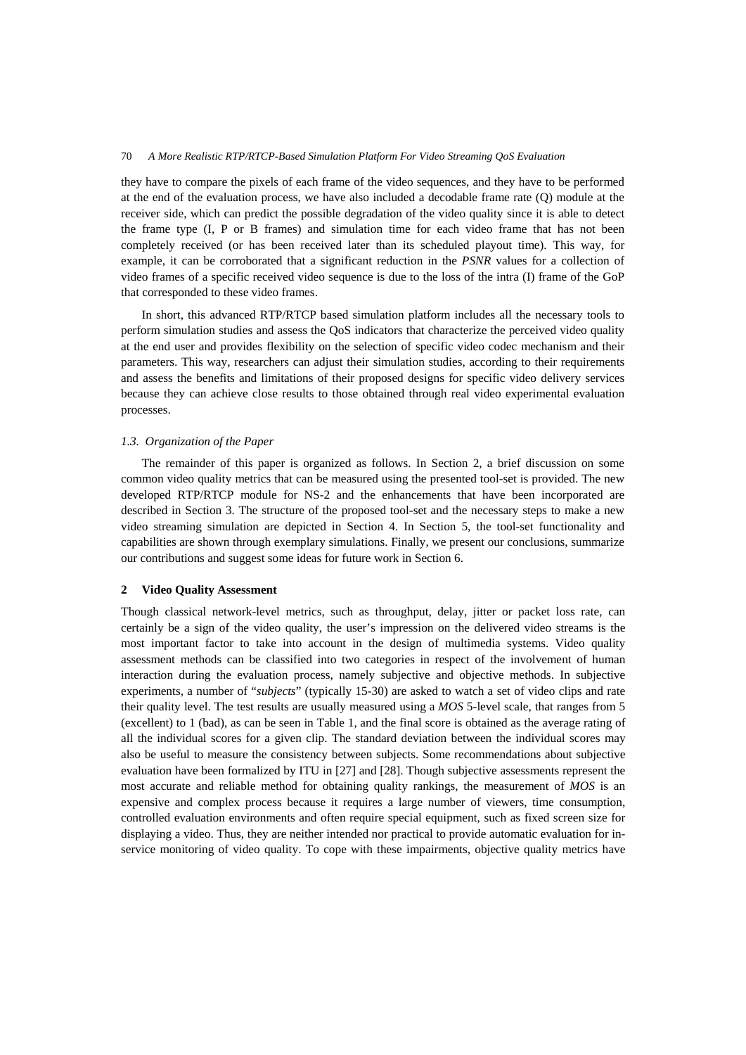they have to compare the pixels of each frame of the video sequences, and they have to be performed at the end of the evaluation process, we have also included a decodable frame rate (Q) module at the receiver side, which can predict the possible degradation of the video quality since it is able to detect the frame type (I, P or B frames) and simulation time for each video frame that has not been completely received (or has been received later than its scheduled playout time). This way, for example, it can be corroborated that a significant reduction in the *PSNR* values for a collection of video frames of a specific received video sequence is due to the loss of the intra (I) frame of the GoP that corresponded to these video frames.

In short, this advanced RTP/RTCP based simulation platform includes all the necessary tools to perform simulation studies and assess the QoS indicators that characterize the perceived video quality at the end user and provides flexibility on the selection of specific video codec mechanism and their parameters. This way, researchers can adjust their simulation studies, according to their requirements and assess the benefits and limitations of their proposed designs for specific video delivery services because they can achieve close results to those obtained through real video experimental evaluation processes.

### *1.3. Organization of the Paper*

The remainder of this paper is organized as follows. In Section 2, a brief discussion on some common video quality metrics that can be measured using the presented tool-set is provided. The new developed RTP/RTCP module for NS-2 and the enhancements that have been incorporated are described in Section 3. The structure of the proposed tool-set and the necessary steps to make a new video streaming simulation are depicted in Section 4. In Section 5, the tool-set functionality and capabilities are shown through exemplary simulations. Finally, we present our conclusions, summarize our contributions and suggest some ideas for future work in Section 6.

## **2 Video Quality Assessment**

Though classical network-level metrics, such as throughput, delay, jitter or packet loss rate, can certainly be a sign of the video quality, the user's impression on the delivered video streams is the most important factor to take into account in the design of multimedia systems. Video quality assessment methods can be classified into two categories in respect of the involvement of human interaction during the evaluation process, namely subjective and objective methods. In subjective experiments, a number of "*subjects*" (typically 15-30) are asked to watch a set of video clips and rate their quality level. The test results are usually measured using a *MOS* 5-level scale, that ranges from 5 (excellent) to 1 (bad), as can be seen in Table 1, and the final score is obtained as the average rating of all the individual scores for a given clip. The standard deviation between the individual scores may also be useful to measure the consistency between subjects. Some recommendations about subjective evaluation have been formalized by ITU in [27] and [28]. Though subjective assessments represent the most accurate and reliable method for obtaining quality rankings, the measurement of *MOS* is an expensive and complex process because it requires a large number of viewers, time consumption, controlled evaluation environments and often require special equipment, such as fixed screen size for displaying a video. Thus, they are neither intended nor practical to provide automatic evaluation for in-service monitoring of video quality. To cope with these impairments, objective quality metrics have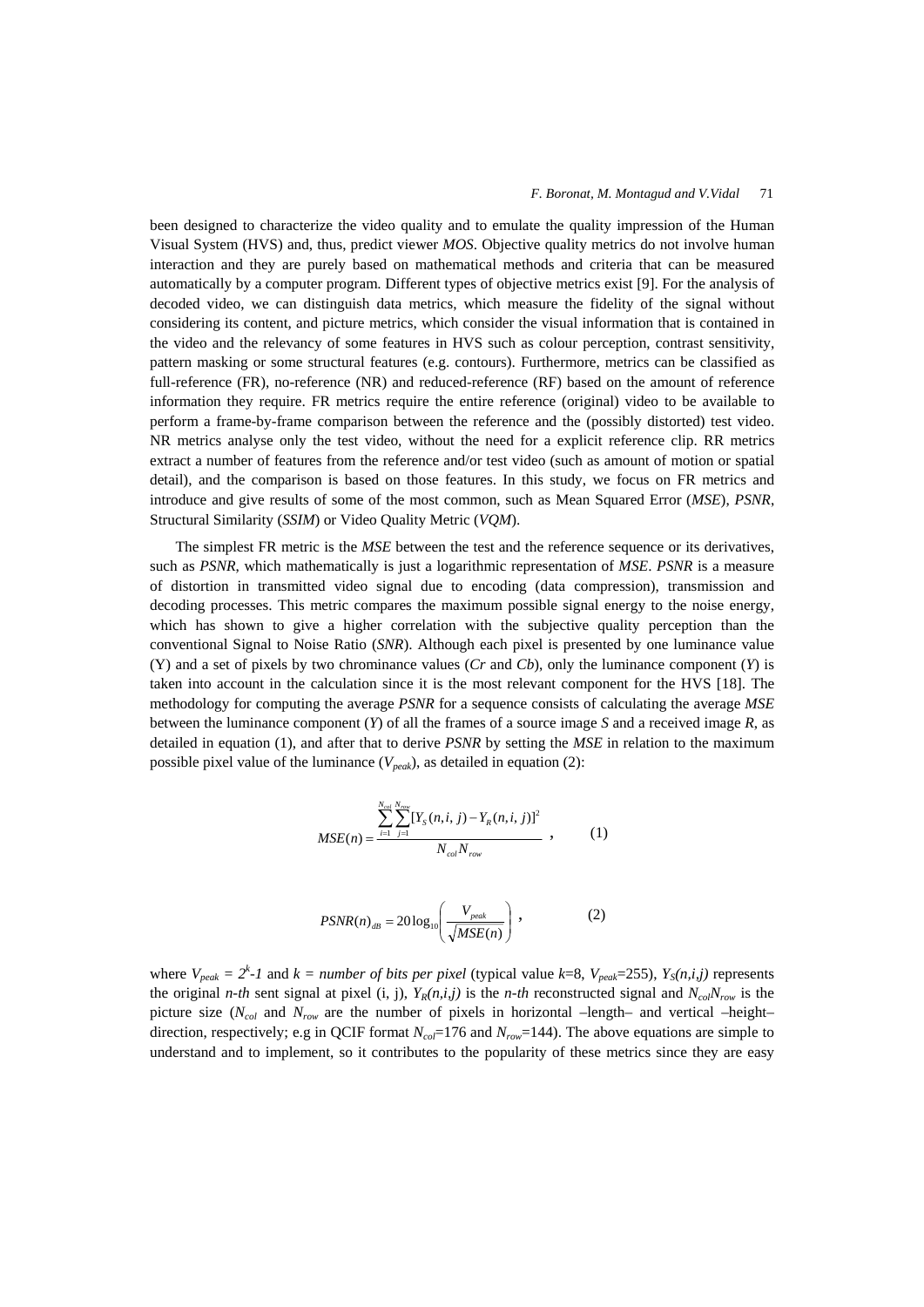been designed to characterize the video quality and to emulate the quality impression of the Human Visual System (HVS) and, thus, predict viewer *MOS*. Objective quality metrics do not involve human interaction and they are purely based on mathematical methods and criteria that can be measured automatically by a computer program. Different types of objective metrics exist [9]. For the analysis of decoded video, we can distinguish data metrics, which measure the fidelity of the signal without considering its content, and picture metrics, which consider the visual information that is contained in the video and the relevancy of some features in HVS such as colour perception, contrast sensitivity, pattern masking or some structural features (e.g. contours). Furthermore, metrics can be classified as full-reference (FR), no-reference (NR) and reduced-reference (RF) based on the amount of reference information they require. FR metrics require the entire reference (original) video to be available to perform a frame-by-frame comparison between the reference and the (possibly distorted) test video. NR metrics analyse only the test video, without the need for a explicit reference clip. RR metrics extract a number of features from the reference and/or test video (such as amount of motion or spatial detail), and the comparison is based on those features. In this study, we focus on FR metrics and introduce and give results of some of the most common, such as Mean Squared Error (*MSE*), *PSNR*, Structural Similarity (*SSIM*) or Video Quality Metric (*VQM*).

The simplest FR metric is the *MSE* between the test and the reference sequence or its derivatives, such as *PSNR*, which mathematically is just a logarithmic representation of *MSE*. *PSNR* is a measure of distortion in transmitted video signal due to encoding (data compression), transmission and decoding processes. This metric compares the maximum possible signal energy to the noise energy, which has shown to give a higher correlation with the subjective quality perception than the conventional Signal to Noise Ratio (*SNR*). Although each pixel is presented by one luminance value (Y) and a set of pixels by two chrominance values (*Cr* and *Cb*), only the luminance component (*Y*) is taken into account in the calculation since it is the most relevant component for the HVS [18]. The methodology for computing the average *PSNR* for a sequence consists of calculating the average *MSE* between the luminance component (*Y*) of all the frames of a source image *S* and a received image *R*, as detailed in equation (1), and after that to derive *PSNR* by setting the *MSE* in relation to the maximum possible pixel value of the luminance ($V_{peak}$), as detailed in equation (2):

$$MSE(n) = \frac{\sum_{i=1}^{N_{col}} \sum_{j=1}^{N_{row}} [Y_S(n,i,j) - Y_R(n,i,j)]^2}{N_{col} N_{row}} , \qquad (1)$$

$$PSNR(n)_{dB} = 20 \log_{10} \left( \frac{V_{peak}}{\sqrt{MSE(n)}} \right) , \qquad (2)$$

where $V_{peak} = 2^k - 1$ and $k =$ *number of bits per pixel* (typical value $k$=8, $V_{peak}$=255), $Y_S(n,i,j)$ represents the original *n-th* sent signal at pixel (i, j), $Y_R(n,i,j)$ is the *n-th* reconstructed signal and $N_{col}N_{row}$ is the picture size ($N_{col}$ and $N_{row}$ are the number of pixels in horizontal –length– and vertical –height– direction, respectively; e.g in QCIF format $N_{col}$=176 and $N_{row}$=144). The above equations are simple to understand and to implement, so it contributes to the popularity of these metrics since they are easy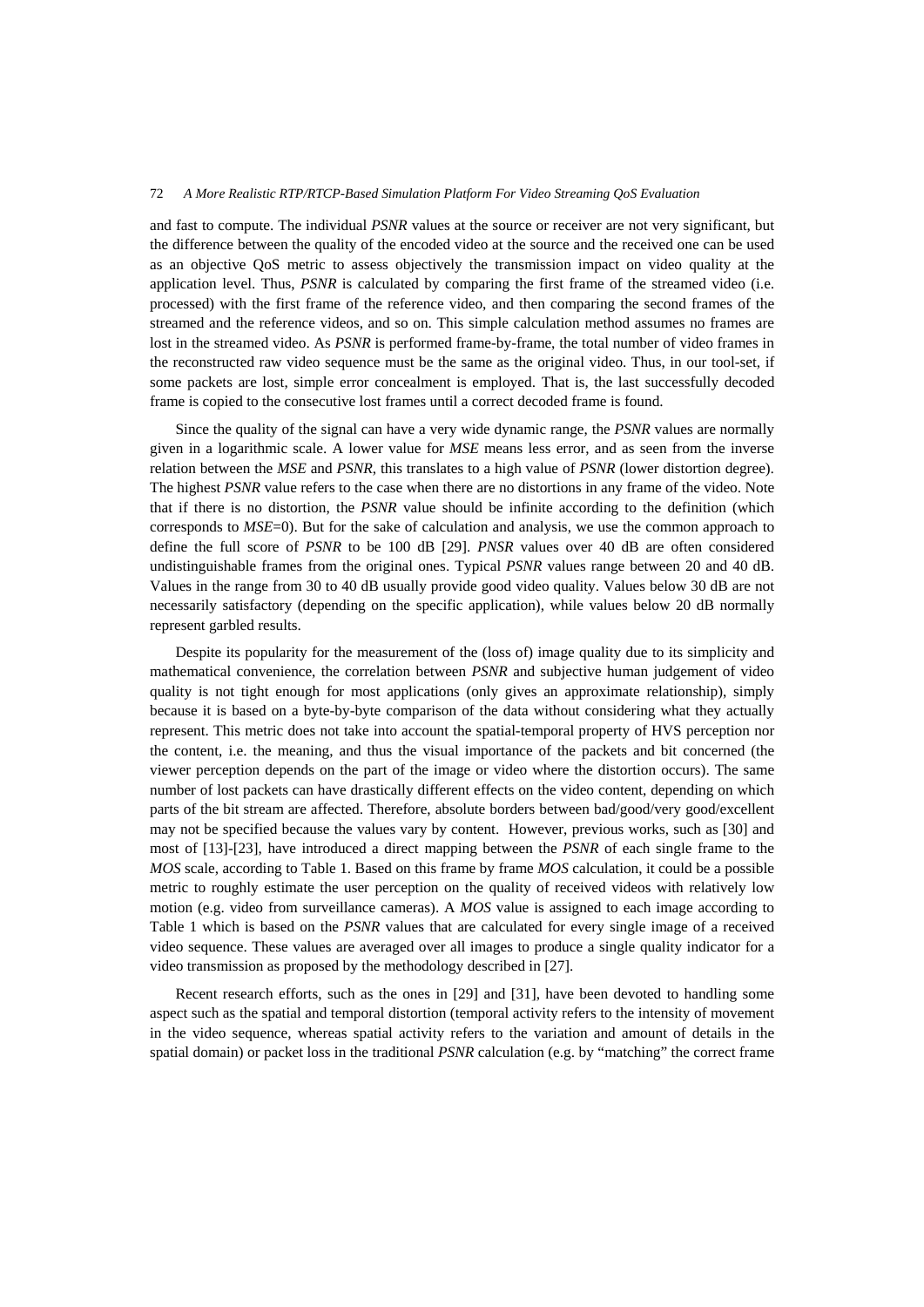and fast to compute. The individual *PSNR* values at the source or receiver are not very significant, but the difference between the quality of the encoded video at the source and the received one can be used as an objective QoS metric to assess objectively the transmission impact on video quality at the application level. Thus, *PSNR* is calculated by comparing the first frame of the streamed video (i.e. processed) with the first frame of the reference video, and then comparing the second frames of the streamed and the reference videos, and so on. This simple calculation method assumes no frames are lost in the streamed video. As *PSNR* is performed frame-by-frame, the total number of video frames in the reconstructed raw video sequence must be the same as the original video. Thus, in our tool-set, if some packets are lost, simple error concealment is employed. That is, the last successfully decoded frame is copied to the consecutive lost frames until a correct decoded frame is found.

Since the quality of the signal can have a very wide dynamic range, the *PSNR* values are normally given in a logarithmic scale. A lower value for *MSE* means less error, and as seen from the inverse relation between the *MSE* and *PSNR*, this translates to a high value of *PSNR* (lower distortion degree). The highest *PSNR* value refers to the case when there are no distortions in any frame of the video. Note that if there is no distortion, the *PSNR* value should be infinite according to the definition (which corresponds to *MSE*=0). But for the sake of calculation and analysis, we use the common approach to define the full score of *PSNR* to be 100 dB [29]. *PNSR* values over 40 dB are often considered undistinguishable frames from the original ones. Typical *PSNR* values range between 20 and 40 dB. Values in the range from 30 to 40 dB usually provide good video quality. Values below 30 dB are not necessarily satisfactory (depending on the specific application), while values below 20 dB normally represent garbled results.

Despite its popularity for the measurement of the (loss of) image quality due to its simplicity and mathematical convenience, the correlation between *PSNR* and subjective human judgement of video quality is not tight enough for most applications (only gives an approximate relationship), simply because it is based on a byte-by-byte comparison of the data without considering what they actually represent. This metric does not take into account the spatial-temporal property of HVS perception nor the content, i.e. the meaning, and thus the visual importance of the packets and bit concerned (the viewer perception depends on the part of the image or video where the distortion occurs). The same number of lost packets can have drastically different effects on the video content, depending on which parts of the bit stream are affected. Therefore, absolute borders between bad/good/very good/excellent may not be specified because the values vary by content. However, previous works, such as [30] and most of [13]-[23], have introduced a direct mapping between the *PSNR* of each single frame to the *MOS* scale, according to Table 1. Based on this frame by frame *MOS* calculation, it could be a possible metric to roughly estimate the user perception on the quality of received videos with relatively low motion (e.g. video from surveillance cameras). A *MOS* value is assigned to each image according to Table 1 which is based on the *PSNR* values that are calculated for every single image of a received video sequence. These values are averaged over all images to produce a single quality indicator for a video transmission as proposed by the methodology described in [27].

Recent research efforts, such as the ones in [29] and [31], have been devoted to handling some aspect such as the spatial and temporal distortion (temporal activity refers to the intensity of movement in the video sequence, whereas spatial activity refers to the variation and amount of details in the spatial domain) or packet loss in the traditional *PSNR* calculation (e.g. by "matching" the correct frame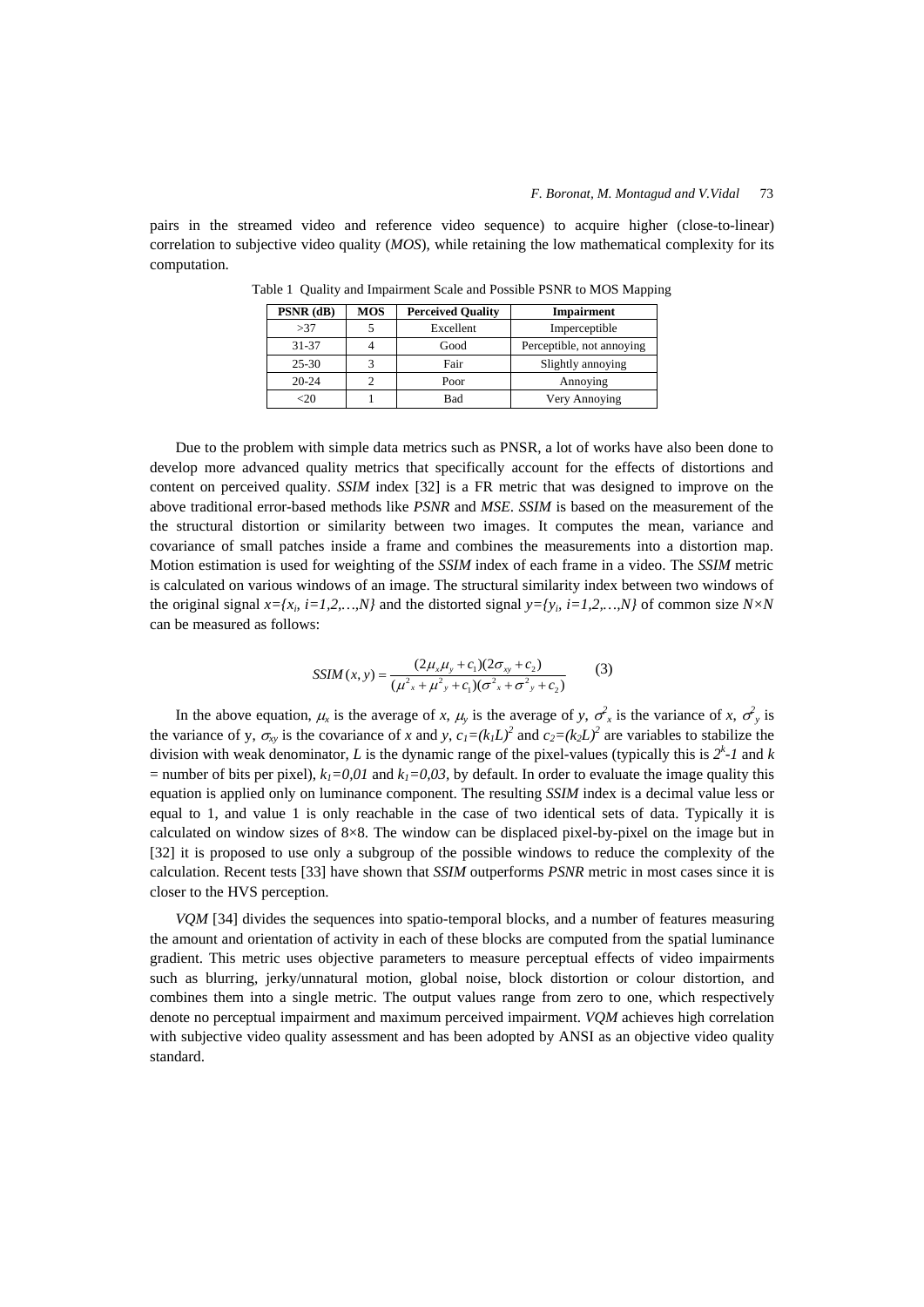pairs in the streamed video and reference video sequence) to acquire higher (close-to-linear) correlation to subjective video quality (*MOS*), while retaining the low mathematical complexity for its computation.

Table 1 Quality and Impairment Scale and Possible PSNR to MOS Mapping

| PSNR (dB) | MOS | Perceived Quality | Impairment |
|---|---|---|---|
| >37 | 5 | Excellent | Imperceptible |
| 31-37 | 4 | Good | Perceptible, not annoying |
| 25-30 | 3 | Fair | Slightly annoying |
| 20-24 | 2 | Poor | Annoying |
| <20 | 1 | Bad | Very Annoying |

Due to the problem with simple data metrics such as PNSR, a lot of works have also been done to develop more advanced quality metrics that specifically account for the effects of distortions and content on perceived quality. *SSIM* index [32] is a FR metric that was designed to improve on the above traditional error-based methods like *PSNR* and *MSE*. *SSIM* is based on the measurement of the the structural distortion or similarity between two images. It computes the mean, variance and covariance of small patches inside a frame and combines the measurements into a distortion map. Motion estimation is used for weighting of the *SSIM* index of each frame in a video. The *SSIM* metric is calculated on various windows of an image. The structural similarity index between two windows of the original signal $x=\{x_i, i=1,2,\ldots,N\}$ and the distorted signal $y=\{y_i, i=1,2,\ldots,N\}$ of common size $N\times N$ can be measured as follows:

$$SSIM(x,y) = \frac{(2\mu_x\mu_y + c_1)(2\sigma_{xy} + c_2)}{(\mu^2{}_x + \mu^2{}_y + c_1)(\sigma^2{}_x + \sigma^2{}_y + c_2)} \qquad (3)$$

In the above equation, $\mu_x$ is the average of *x*, $\mu_y$ is the average of *y*, $\sigma^2_x$ is the variance of *x*, $\sigma^2_y$ is the variance of y, $\sigma_{xy}$ is the covariance of *x* and *y*, $c_1=(k_1L)^2$ and $c_2=(k_2L)^2$ are variables to stabilize the division with weak denominator, *L* is the dynamic range of the pixel-values (typically this is $2^k-1$ and *k* = number of bits per pixel), $k_1=0{,}01$ and $k_1=0{,}03$, by default. In order to evaluate the image quality this equation is applied only on luminance component. The resulting *SSIM* index is a decimal value less or equal to 1, and value 1 is only reachable in the case of two identical sets of data. Typically it is calculated on window sizes of 8×8. The window can be displaced pixel-by-pixel on the image but in [32] it is proposed to use only a subgroup of the possible windows to reduce the complexity of the calculation. Recent tests [33] have shown that *SSIM* outperforms *PSNR* metric in most cases since it is closer to the HVS perception.

*VQM* [34] divides the sequences into spatio-temporal blocks, and a number of features measuring the amount and orientation of activity in each of these blocks are computed from the spatial luminance gradient. This metric uses objective parameters to measure perceptual effects of video impairments such as blurring, jerky/unnatural motion, global noise, block distortion or colour distortion, and combines them into a single metric. The output values range from zero to one, which respectively denote no perceptual impairment and maximum perceived impairment. *VQM* achieves high correlation with subjective video quality assessment and has been adopted by ANSI as an objective video quality standard.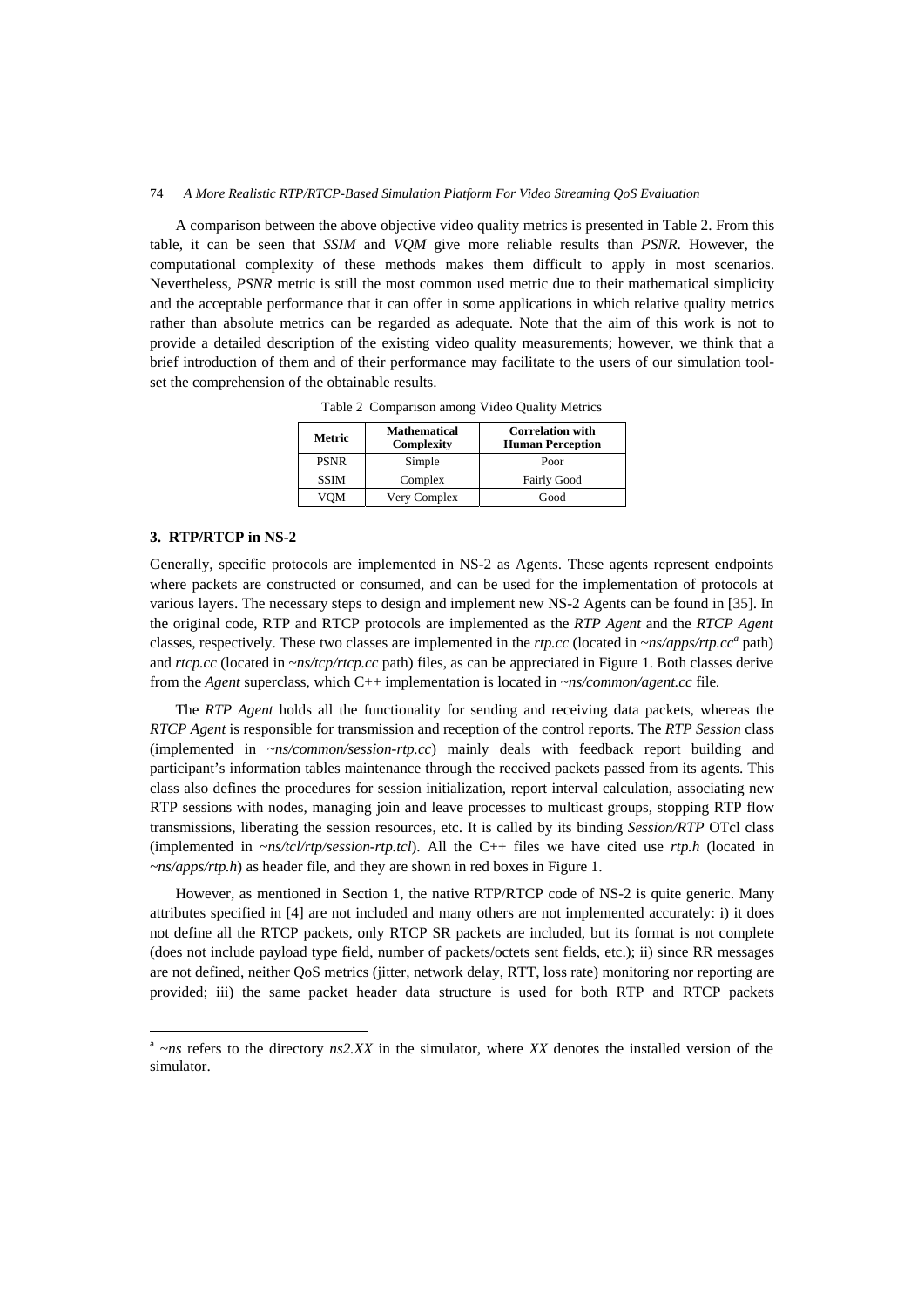A comparison between the above objective video quality metrics is presented in Table 2. From this table, it can be seen that *SSIM* and *VQM* give more reliable results than *PSNR*. However, the computational complexity of these methods makes them difficult to apply in most scenarios. Nevertheless, *PSNR* metric is still the most common used metric due to their mathematical simplicity and the acceptable performance that it can offer in some applications in which relative quality metrics rather than absolute metrics can be regarded as adequate. Note that the aim of this work is not to provide a detailed description of the existing video quality measurements; however, we think that a brief introduction of them and of their performance may facilitate to the users of our simulation toolset the comprehension of the obtainable results.

Table 2 Comparison among Video Quality Metrics

| Metric | Mathematical Complexity | Correlation with Human Perception |
|---|---|---|
| PSNR | Simple | Poor |
| SSIM | Complex | Fairly Good |
| VQM | Very Complex | Good |

### 3. RTP/RTCP in NS-2

Generally, specific protocols are implemented in NS-2 as Agents. These agents represent endpoints where packets are constructed or consumed, and can be used for the implementation of protocols at various layers. The necessary steps to design and implement new NS-2 Agents can be found in [35]. In the original code, RTP and RTCP protocols are implemented as the *RTP Agent* and the *RTCP Agent* classes, respectively. These two classes are implemented in the *rtp.cc* (located in *~ns/apps/rtp.cc*[a] path) and *rtcp.cc* (located in *~ns/tcp/rtcp.cc* path) files, as can be appreciated in Figure 1. Both classes derive from the *Agent* superclass, which C++ implementation is located in *~ns/common/agent.cc* file.

The *RTP Agent* holds all the functionality for sending and receiving data packets, whereas the *RTCP Agent* is responsible for transmission and reception of the control reports. The *RTP Session* class (implemented in *~ns/common/session-rtp.cc*) mainly deals with feedback report building and participant's information tables maintenance through the received packets passed from its agents. This class also defines the procedures for session initialization, report interval calculation, associating new RTP sessions with nodes, managing join and leave processes to multicast groups, stopping RTP flow transmissions, liberating the session resources, etc. It is called by its binding *Session/RTP* OTcl class (implemented in *~ns/tcl/rtp/session-rtp.tcl*). All the C++ files we have cited use *rtp.h* (located in *~ns/apps/rtp.h*) as header file, and they are shown in red boxes in Figure 1.

However, as mentioned in Section 1, the native RTP/RTCP code of NS-2 is quite generic. Many attributes specified in [4] are not included and many others are not implemented accurately: i) it does not define all the RTCP packets, only RTCP SR packets are included, but its format is not complete (does not include payload type field, number of packets/octets sent fields, etc.); ii) since RR messages are not defined, neither QoS metrics (jitter, network delay, RTT, loss rate) monitoring nor reporting are provided; iii) the same packet header data structure is used for both RTP and RTCP packets

[a] *~ns* refers to the directory *ns2.XX* in the simulator, where *XX* denotes the installed version of the simulator.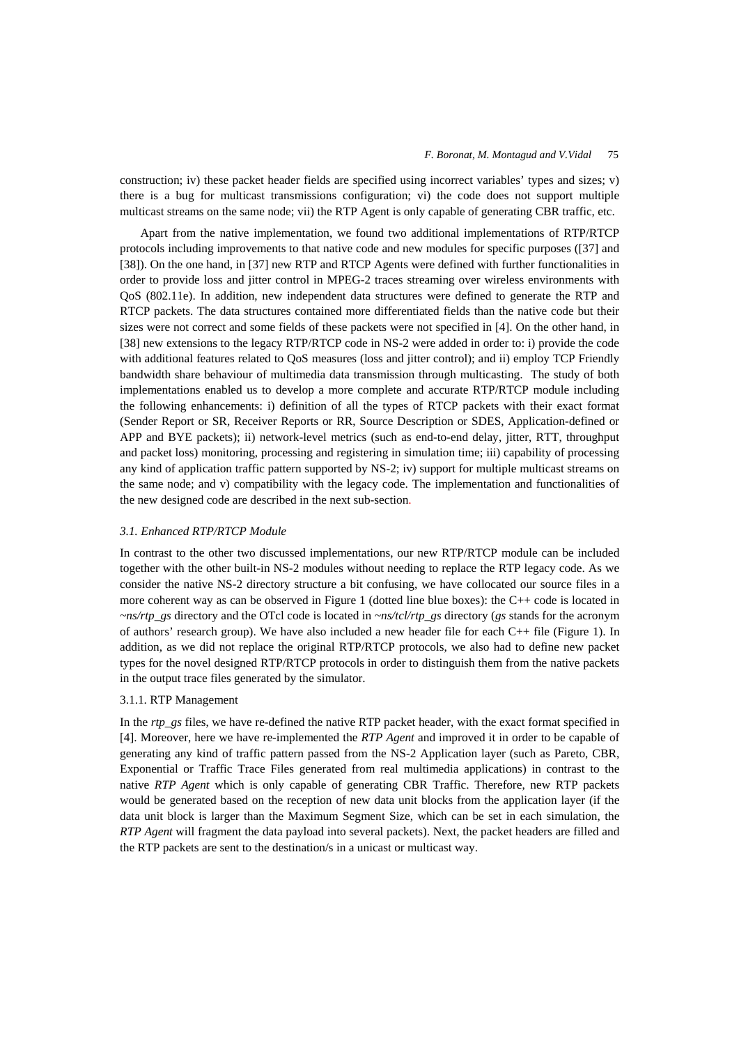construction; iv) these packet header fields are specified using incorrect variables' types and sizes; v) there is a bug for multicast transmissions configuration; vi) the code does not support multiple multicast streams on the same node; vii) the RTP Agent is only capable of generating CBR traffic, etc.

Apart from the native implementation, we found two additional implementations of RTP/RTCP protocols including improvements to that native code and new modules for specific purposes ([37] and [38]). On the one hand, in [37] new RTP and RTCP Agents were defined with further functionalities in order to provide loss and jitter control in MPEG-2 traces streaming over wireless environments with QoS (802.11e). In addition, new independent data structures were defined to generate the RTP and RTCP packets. The data structures contained more differentiated fields than the native code but their sizes were not correct and some fields of these packets were not specified in [4]. On the other hand, in [38] new extensions to the legacy RTP/RTCP code in NS-2 were added in order to: i) provide the code with additional features related to QoS measures (loss and jitter control); and ii) employ TCP Friendly bandwidth share behaviour of multimedia data transmission through multicasting. The study of both implementations enabled us to develop a more complete and accurate RTP/RTCP module including the following enhancements: i) definition of all the types of RTCP packets with their exact format (Sender Report or SR, Receiver Reports or RR, Source Description or SDES, Application-defined or APP and BYE packets); ii) network-level metrics (such as end-to-end delay, jitter, RTT, throughput and packet loss) monitoring, processing and registering in simulation time; iii) capability of processing any kind of application traffic pattern supported by NS-2; iv) support for multiple multicast streams on the same node; and v) compatibility with the legacy code. The implementation and functionalities of the new designed code are described in the next sub-section.

### *3.1. Enhanced RTP/RTCP Module*

In contrast to the other two discussed implementations, our new RTP/RTCP module can be included together with the other built-in NS-2 modules without needing to replace the RTP legacy code. As we consider the native NS-2 directory structure a bit confusing, we have collocated our source files in a more coherent way as can be observed in Figure 1 (dotted line blue boxes): the C++ code is located in *~ns/rtp_gs* directory and the OTcl code is located in *~ns/tcl/rtp_gs* directory (*gs* stands for the acronym of authors' research group). We have also included a new header file for each C++ file (Figure 1). In addition, as we did not replace the original RTP/RTCP protocols, we also had to define new packet types for the novel designed RTP/RTCP protocols in order to distinguish them from the native packets in the output trace files generated by the simulator.

#### 3.1.1. RTP Management

In the *rtp_gs* files, we have re-defined the native RTP packet header, with the exact format specified in [4]. Moreover, here we have re-implemented the *RTP Agent* and improved it in order to be capable of generating any kind of traffic pattern passed from the NS-2 Application layer (such as Pareto, CBR, Exponential or Traffic Trace Files generated from real multimedia applications) in contrast to the native *RTP Agent* which is only capable of generating CBR Traffic. Therefore, new RTP packets would be generated based on the reception of new data unit blocks from the application layer (if the data unit block is larger than the Maximum Segment Size, which can be set in each simulation, the *RTP Agent* will fragment the data payload into several packets). Next, the packet headers are filled and the RTP packets are sent to the destination/s in a unicast or multicast way.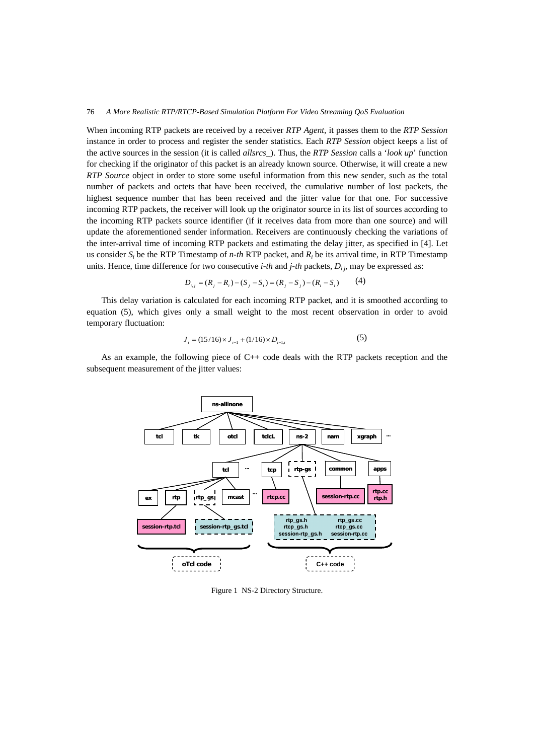When incoming RTP packets are received by a receiver *RTP Agent*, it passes them to the *RTP Session* instance in order to process and register the sender statistics. Each *RTP Session* object keeps a list of the active sources in the session (it is called *allsrcs_*). Thus, the *RTP Session* calls a '*look up*' function for checking if the originator of this packet is an already known source. Otherwise, it will create a new *RTP Source* object in order to store some useful information from this new sender, such as the total number of packets and octets that have been received, the cumulative number of lost packets, the highest sequence number that has been received and the jitter value for that one. For successive incoming RTP packets, the receiver will look up the originator source in its list of sources according to the incoming RTP packets source identifier (if it receives data from more than one source) and will update the aforementioned sender information. Receivers are continuously checking the variations of the inter-arrival time of incoming RTP packets and estimating the delay jitter, as specified in [4]. Let us consider $S_i$ be the RTP Timestamp of *n-th* RTP packet, and $R_i$ be its arrival time, in RTP Timestamp units. Hence, time difference for two consecutive *i-th* and *j-th* packets, $D_{i,j}$, may be expressed as:

$$D_{i,j} = (R_j - R_i) - (S_j - S_i) = (R_j - S_j) - (R_i - S_i) \qquad (4)$$

This delay variation is calculated for each incoming RTP packet, and it is smoothed according to equation (5), which gives only a small weight to the most recent observation in order to avoid temporary fluctuation:

$$J_i = (15/16) \times J_{i-1} + (1/16) \times D_{i-1,i} \qquad (5)$$

As an example, the following piece of C++ code deals with the RTP packets reception and the subsequent measurement of the jitter values:

Figure 1 NS-2 Directory Structure.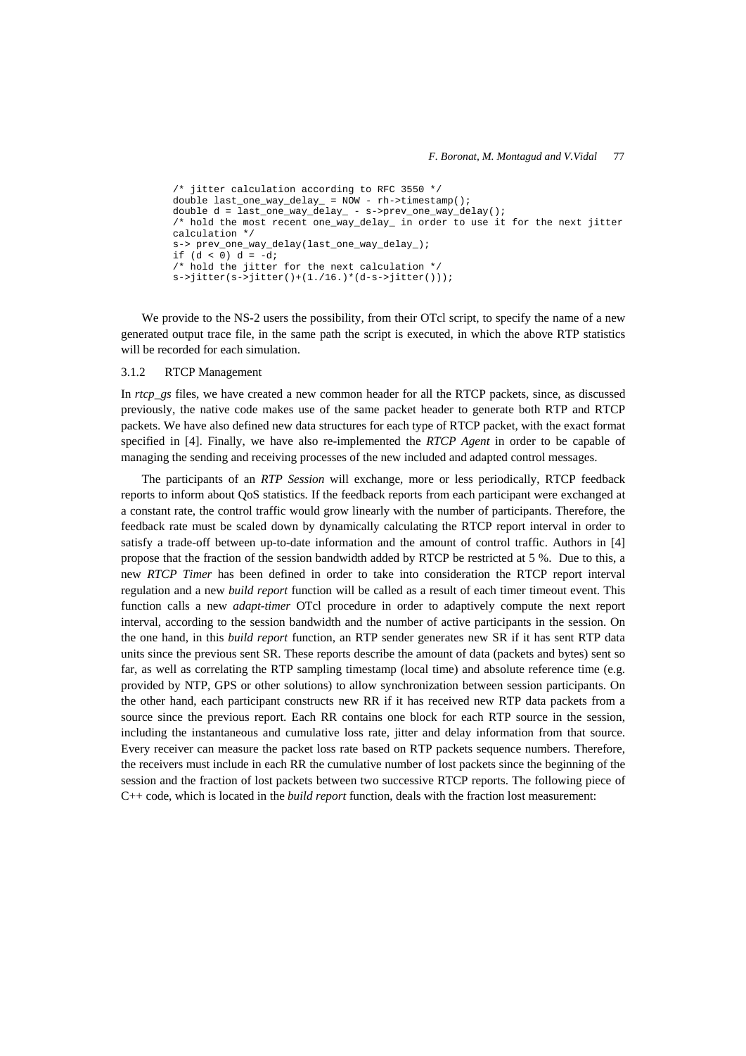```
/* jitter calculation according to RFC 3550 */
double last_one_way_delay_ = NOW - rh->timestamp();
double d = last_one_way_delay_ - s->prev_one_way_delay();
/* hold the most recent one_way_delay_ in order to use it for the next jitter
calculation */
s-> prev_one_way_delay(last_one_way_delay_);
if (d < 0) d = -d;
/* hold the jitter for the next calculation */
s->jitter(s->jitter()+(1./16.)*(d-s->jitter()));
```

We provide to the NS-2 users the possibility, from their OTcl script, to specify the name of a new generated output trace file, in the same path the script is executed, in which the above RTP statistics will be recorded for each simulation.

### 3.1.2 RTCP Management

In *rtcp_gs* files, we have created a new common header for all the RTCP packets, since, as discussed previously, the native code makes use of the same packet header to generate both RTP and RTCP packets. We have also defined new data structures for each type of RTCP packet, with the exact format specified in [4]. Finally, we have also re-implemented the *RTCP Agent* in order to be capable of managing the sending and receiving processes of the new included and adapted control messages.

The participants of an *RTP Session* will exchange, more or less periodically, RTCP feedback reports to inform about QoS statistics. If the feedback reports from each participant were exchanged at a constant rate, the control traffic would grow linearly with the number of participants. Therefore, the feedback rate must be scaled down by dynamically calculating the RTCP report interval in order to satisfy a trade-off between up-to-date information and the amount of control traffic. Authors in [4] propose that the fraction of the session bandwidth added by RTCP be restricted at 5 %. Due to this, a new *RTCP Timer* has been defined in order to take into consideration the RTCP report interval regulation and a new *build report* function will be called as a result of each timer timeout event. This function calls a new *adapt-timer* OTcl procedure in order to adaptively compute the next report interval, according to the session bandwidth and the number of active participants in the session. On the one hand, in this *build report* function, an RTP sender generates new SR if it has sent RTP data units since the previous sent SR. These reports describe the amount of data (packets and bytes) sent so far, as well as correlating the RTP sampling timestamp (local time) and absolute reference time (e.g. provided by NTP, GPS or other solutions) to allow synchronization between session participants. On the other hand, each participant constructs new RR if it has received new RTP data packets from a source since the previous report. Each RR contains one block for each RTP source in the session, including the instantaneous and cumulative loss rate, jitter and delay information from that source. Every receiver can measure the packet loss rate based on RTP packets sequence numbers. Therefore, the receivers must include in each RR the cumulative number of lost packets since the beginning of the session and the fraction of lost packets between two successive RTCP reports. The following piece of C++ code, which is located in the *build report* function, deals with the fraction lost measurement: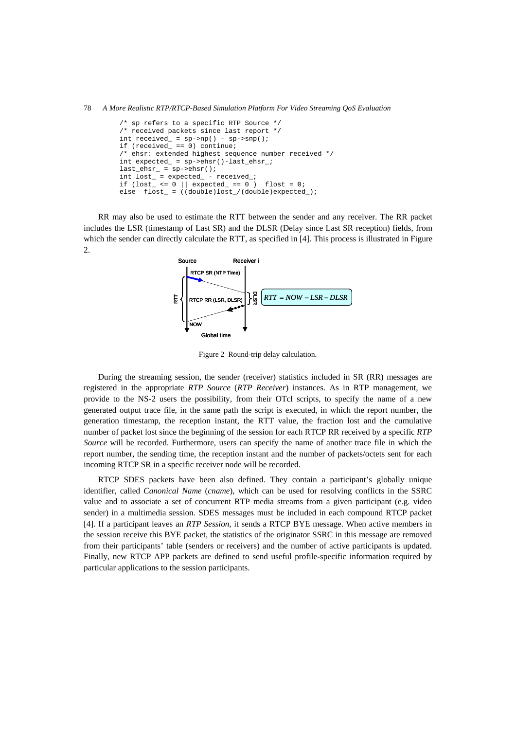```
/* sp refers to a specific RTP Source */
/* received packets since last report */
int received_ = sp->np() - sp->snp();
if (received_ == 0) continue;
/* ehsr: extended highest sequence number received */
int expected_ = sp->ehsr()-last_ehsr_;
last_ehsr_ = sp->ehsr();
int lost_ = expected_ - received_;
if (lost_ <= 0 || expected_ == 0 )  flost = 0;
else  flost_ = ((double)lost_/(double)expected_);
```

RR may also be used to estimate the RTT between the sender and any receiver. The RR packet includes the LSR (timestamp of Last SR) and the DLSR (Delay since Last SR reception) fields, from which the sender can directly calculate the RTT, as specified in [4]. This process is illustrated in Figure 2.

$$RTT = NOW - LSR - DLSR$$

Figure 2 Round-trip delay calculation.

During the streaming session, the sender (receiver) statistics included in SR (RR) messages are registered in the appropriate *RTP Source* (*RTP Receiver*) instances. As in RTP management, we provide to the NS-2 users the possibility, from their OTcl scripts, to specify the name of a new generated output trace file, in the same path the script is executed, in which the report number, the generation timestamp, the reception instant, the RTT value, the fraction lost and the cumulative number of packet lost since the beginning of the session for each RTCP RR received by a specific *RTP Source* will be recorded. Furthermore, users can specify the name of another trace file in which the report number, the sending time, the reception instant and the number of packets/octets sent for each incoming RTCP SR in a specific receiver node will be recorded.

RTCP SDES packets have been also defined. They contain a participant's globally unique identifier, called *Canonical Name* (*cname*), which can be used for resolving conflicts in the SSRC value and to associate a set of concurrent RTP media streams from a given participant (e.g. video sender) in a multimedia session. SDES messages must be included in each compound RTCP packet [4]. If a participant leaves an *RTP Session*, it sends a RTCP BYE message. When active members in the session receive this BYE packet, the statistics of the originator SSRC in this message are removed from their participants' table (senders or receivers) and the number of active participants is updated. Finally, new RTCP APP packets are defined to send useful profile-specific information required by particular applications to the session participants.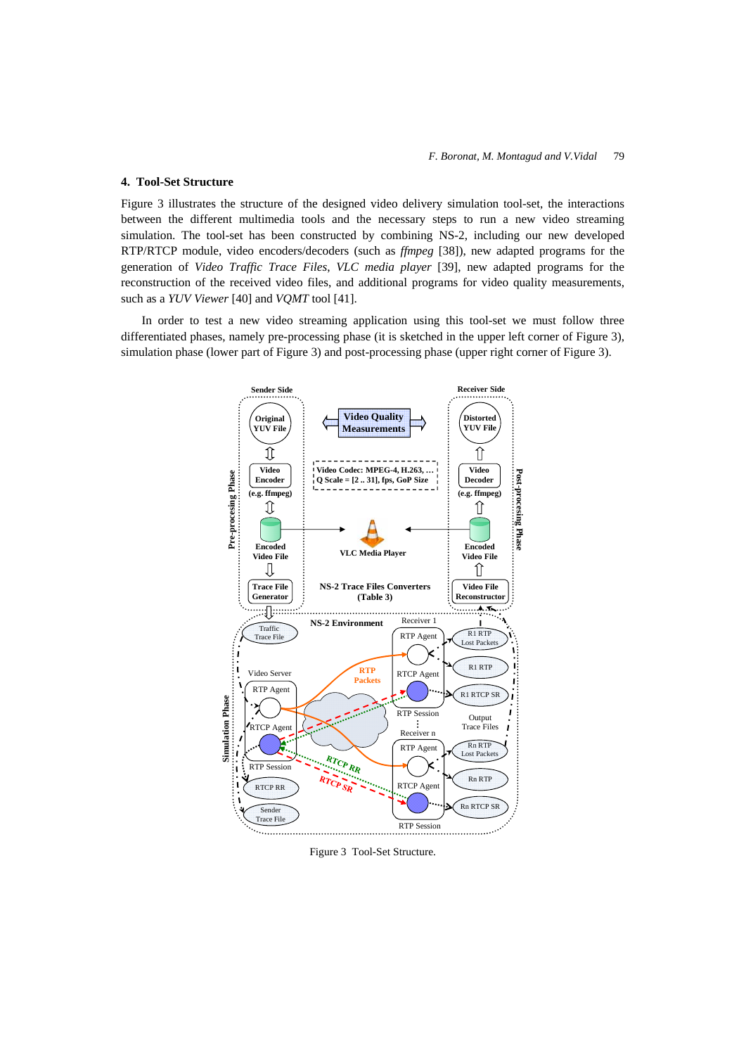## 4. Tool-Set Structure

Figure 3 illustrates the structure of the designed video delivery simulation tool-set, the interactions between the different multimedia tools and the necessary steps to run a new video streaming simulation. The tool-set has been constructed by combining NS-2, including our new developed RTP/RTCP module, video encoders/decoders (such as *ffmpeg* [38]), new adapted programs for the generation of *Video Traffic Trace Files*, *VLC media player* [39], new adapted programs for the reconstruction of the received video files, and additional programs for video quality measurements, such as a *YUV Viewer* [40] and *VQMT* tool [41].

In order to test a new video streaming application using this tool-set we must follow three differentiated phases, namely pre-processing phase (it is sketched in the upper left corner of Figure 3), simulation phase (lower part of Figure 3) and post-processing phase (upper right corner of Figure 3).

Figure 3 Tool-Set Structure.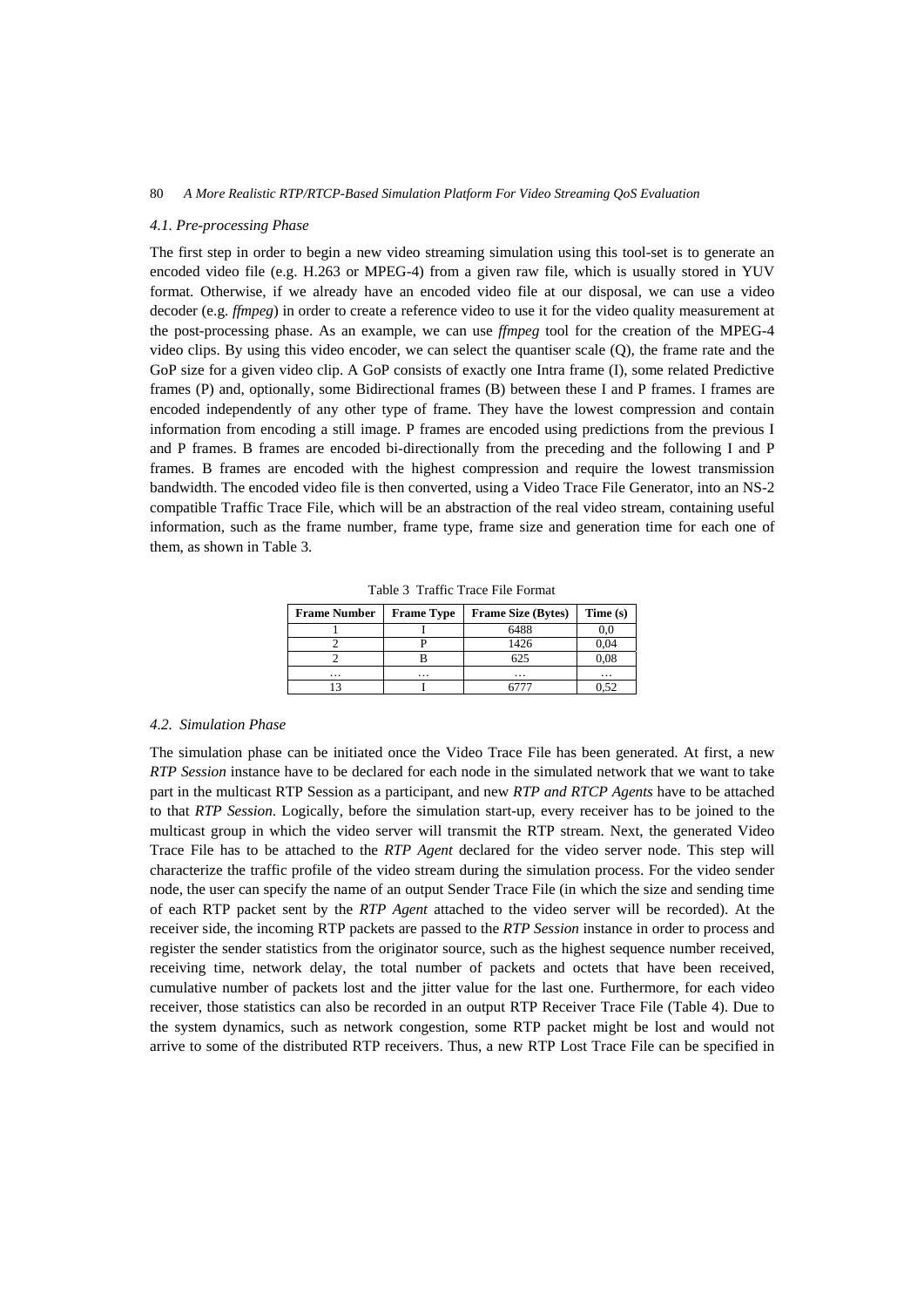### 4.1. Pre-processing Phase

The first step in order to begin a new video streaming simulation using this tool-set is to generate an encoded video file (e.g. H.263 or MPEG-4) from a given raw file, which is usually stored in YUV format. Otherwise, if we already have an encoded video file at our disposal, we can use a video decoder (e.g. *ffmpeg*) in order to create a reference video to use it for the video quality measurement at the post-processing phase. As an example, we can use *ffmpeg* tool for the creation of the MPEG-4 video clips. By using this video encoder, we can select the quantiser scale (Q), the frame rate and the GoP size for a given video clip. A GoP consists of exactly one Intra frame (I), some related Predictive frames (P) and, optionally, some Bidirectional frames (B) between these I and P frames. I frames are encoded independently of any other type of frame. They have the lowest compression and contain information from encoding a still image. P frames are encoded using predictions from the previous I and P frames. B frames are encoded bi-directionally from the preceding and the following I and P frames. B frames are encoded with the highest compression and require the lowest transmission bandwidth. The encoded video file is then converted, using a Video Trace File Generator, into an NS-2 compatible Traffic Trace File, which will be an abstraction of the real video stream, containing useful information, such as the frame number, frame type, frame size and generation time for each one of them, as shown in Table 3.

Table 3 Traffic Trace File Format

| Frame Number | Frame Type | Frame Size (Bytes) | Time (s) |
|---|---|---|---|
| 1 | I | 6488 | 0,0 |
| 2 | P | 1426 | 0,04 |
| 2 | B | 625 | 0,08 |
| … | … | … | … |
| 13 | I | 6777 | 0,52 |

### 4.2. Simulation Phase

The simulation phase can be initiated once the Video Trace File has been generated. At first, a new *RTP Session* instance have to be declared for each node in the simulated network that we want to take part in the multicast RTP Session as a participant, and new *RTP and RTCP Agents* have to be attached to that *RTP Session*. Logically, before the simulation start-up, every receiver has to be joined to the multicast group in which the video server will transmit the RTP stream. Next, the generated Video Trace File has to be attached to the *RTP Agent* declared for the video server node. This step will characterize the traffic profile of the video stream during the simulation process. For the video sender node, the user can specify the name of an output Sender Trace File (in which the size and sending time of each RTP packet sent by the *RTP Agent* attached to the video server will be recorded). At the receiver side, the incoming RTP packets are passed to the *RTP Session* instance in order to process and register the sender statistics from the originator source, such as the highest sequence number received, receiving time, network delay, the total number of packets and octets that have been received, cumulative number of packets lost and the jitter value for the last one. Furthermore, for each video receiver, those statistics can also be recorded in an output RTP Receiver Trace File (Table 4). Due to the system dynamics, such as network congestion, some RTP packet might be lost and would not arrive to some of the distributed RTP receivers. Thus, a new RTP Lost Trace File can be specified in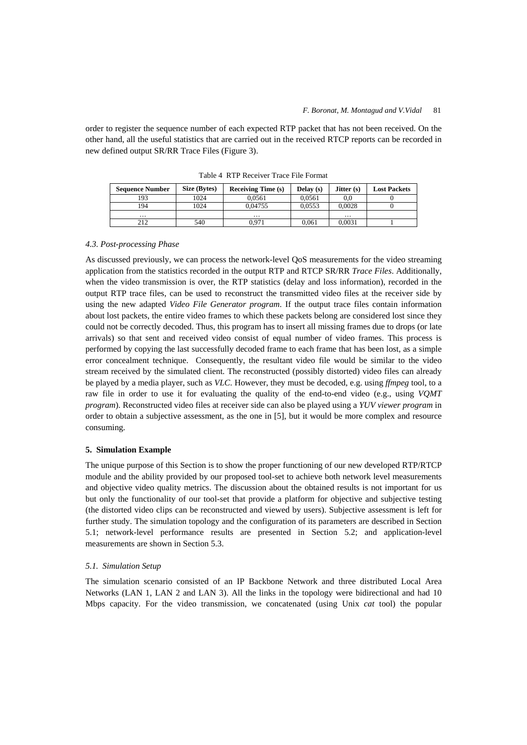order to register the sequence number of each expected RTP packet that has not been received. On the other hand, all the useful statistics that are carried out in the received RTCP reports can be recorded in new defined output SR/RR Trace Files (Figure 3).

Table 4 RTP Receiver Trace File Format

| Sequence Number | Size (Bytes) | Receiving Time (s) | Delay (s) | Jitter (s) | Lost Packets |
|---|---|---|---|---|---|
| 193 | 1024 | 0,0561 | 0,0561 | 0,0 | 0 |
| 194 | 1024 | 0,04755 | 0,0553 | 0,0028 | 0 |
| … | | … | | … | |
| 212 | 540 | 0,971 | 0,061 | 0,0031 | 1 |

### *4.3. Post-processing Phase*

As discussed previously, we can process the network-level QoS measurements for the video streaming application from the statistics recorded in the output RTP and RTCP SR/RR *Trace Files*. Additionally, when the video transmission is over, the RTP statistics (delay and loss information), recorded in the output RTP trace files, can be used to reconstruct the transmitted video files at the receiver side by using the new adapted *Video File Generator program*. If the output trace files contain information about lost packets, the entire video frames to which these packets belong are considered lost since they could not be correctly decoded. Thus, this program has to insert all missing frames due to drops (or late arrivals) so that sent and received video consist of equal number of video frames. This process is performed by copying the last successfully decoded frame to each frame that has been lost, as a simple error concealment technique. Consequently, the resultant video file would be similar to the video stream received by the simulated client. The reconstructed (possibly distorted) video files can already be played by a media player, such as *VLC*. However, they must be decoded, e.g. using *ffmpeg* tool, to a raw file in order to use it for evaluating the quality of the end-to-end video (e.g., using *VQMT program*). Reconstructed video files at receiver side can also be played using a *YUV viewer program* in order to obtain a subjective assessment, as the one in [5], but it would be more complex and resource consuming.

## **5. Simulation Example**

The unique purpose of this Section is to show the proper functioning of our new developed RTP/RTCP module and the ability provided by our proposed tool-set to achieve both network level measurements and objective video quality metrics. The discussion about the obtained results is not important for us but only the functionality of our tool-set that provide a platform for objective and subjective testing (the distorted video clips can be reconstructed and viewed by users). Subjective assessment is left for further study. The simulation topology and the configuration of its parameters are described in Section 5.1; network-level performance results are presented in Section 5.2; and application-level measurements are shown in Section 5.3.

### *5.1. Simulation Setup*

The simulation scenario consisted of an IP Backbone Network and three distributed Local Area Networks (LAN 1, LAN 2 and LAN 3). All the links in the topology were bidirectional and had 10 Mbps capacity. For the video transmission, we concatenated (using Unix *cat* tool) the popular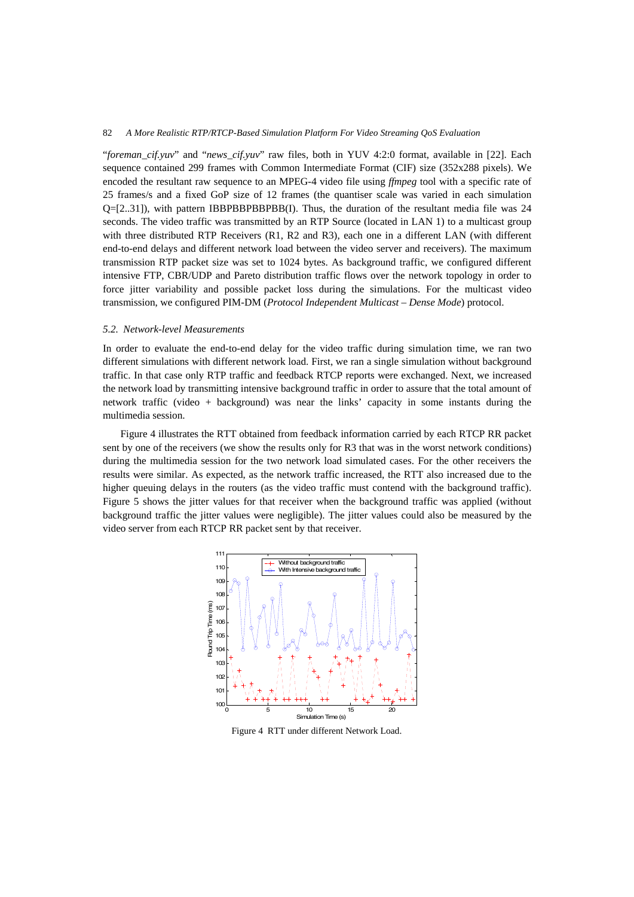"*foreman_cif.yuv*" and "*news_cif.yuv*" raw files, both in YUV 4:2:0 format, available in [22]. Each sequence contained 299 frames with Common Intermediate Format (CIF) size (352x288 pixels). We encoded the resultant raw sequence to an MPEG-4 video file using *ffmpeg* tool with a specific rate of 25 frames/s and a fixed GoP size of 12 frames (the quantiser scale was varied in each simulation Q=[2..31]), with pattern IBBPBBPBBPBB(I). Thus, the duration of the resultant media file was 24 seconds. The video traffic was transmitted by an RTP Source (located in LAN 1) to a multicast group with three distributed RTP Receivers (R1, R2 and R3), each one in a different LAN (with different end-to-end delays and different network load between the video server and receivers). The maximum transmission RTP packet size was set to 1024 bytes. As background traffic, we configured different intensive FTP, CBR/UDP and Pareto distribution traffic flows over the network topology in order to force jitter variability and possible packet loss during the simulations. For the multicast video transmission, we configured PIM-DM (*Protocol Independent Multicast – Dense Mode*) protocol.

### *5.2. Network-level Measurements*

In order to evaluate the end-to-end delay for the video traffic during simulation time, we ran two different simulations with different network load. First, we ran a single simulation without background traffic. In that case only RTP traffic and feedback RTCP reports were exchanged. Next, we increased the network load by transmitting intensive background traffic in order to assure that the total amount of network traffic (video + background) was near the links' capacity in some instants during the multimedia session.

Figure 4 illustrates the RTT obtained from feedback information carried by each RTCP RR packet sent by one of the receivers (we show the results only for R3 that was in the worst network conditions) during the multimedia session for the two network load simulated cases. For the other receivers the results were similar. As expected, as the network traffic increased, the RTT also increased due to the higher queuing delays in the routers (as the video traffic must contend with the background traffic). Figure 5 shows the jitter values for that receiver when the background traffic was applied (without background traffic the jitter values were negligible). The jitter values could also be measured by the video server from each RTCP RR packet sent by that receiver.

Figure 4 RTT under different Network Load.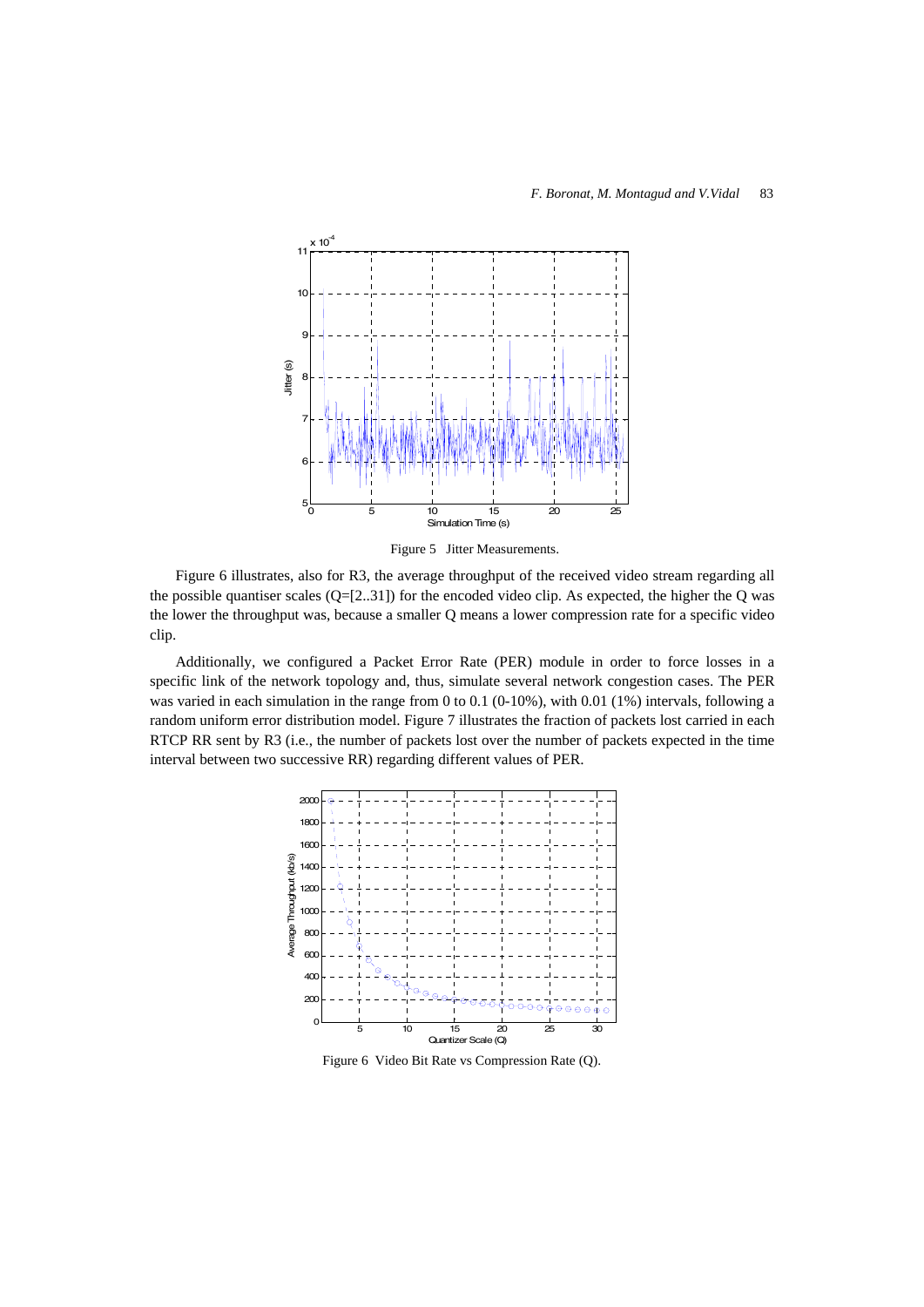Figure 5 Jitter Measurements.

Figure 6 illustrates, also for R3, the average throughput of the received video stream regarding all the possible quantiser scales (Q=[2..31]) for the encoded video clip. As expected, the higher the Q was the lower the throughput was, because a smaller Q means a lower compression rate for a specific video clip.

Additionally, we configured a Packet Error Rate (PER) module in order to force losses in a specific link of the network topology and, thus, simulate several network congestion cases. The PER was varied in each simulation in the range from 0 to 0.1 (0-10%), with 0.01 (1%) intervals, following a random uniform error distribution model. Figure 7 illustrates the fraction of packets lost carried in each RTCP RR sent by R3 (i.e., the number of packets lost over the number of packets expected in the time interval between two successive RR) regarding different values of PER.

Figure 6 Video Bit Rate vs Compression Rate (Q).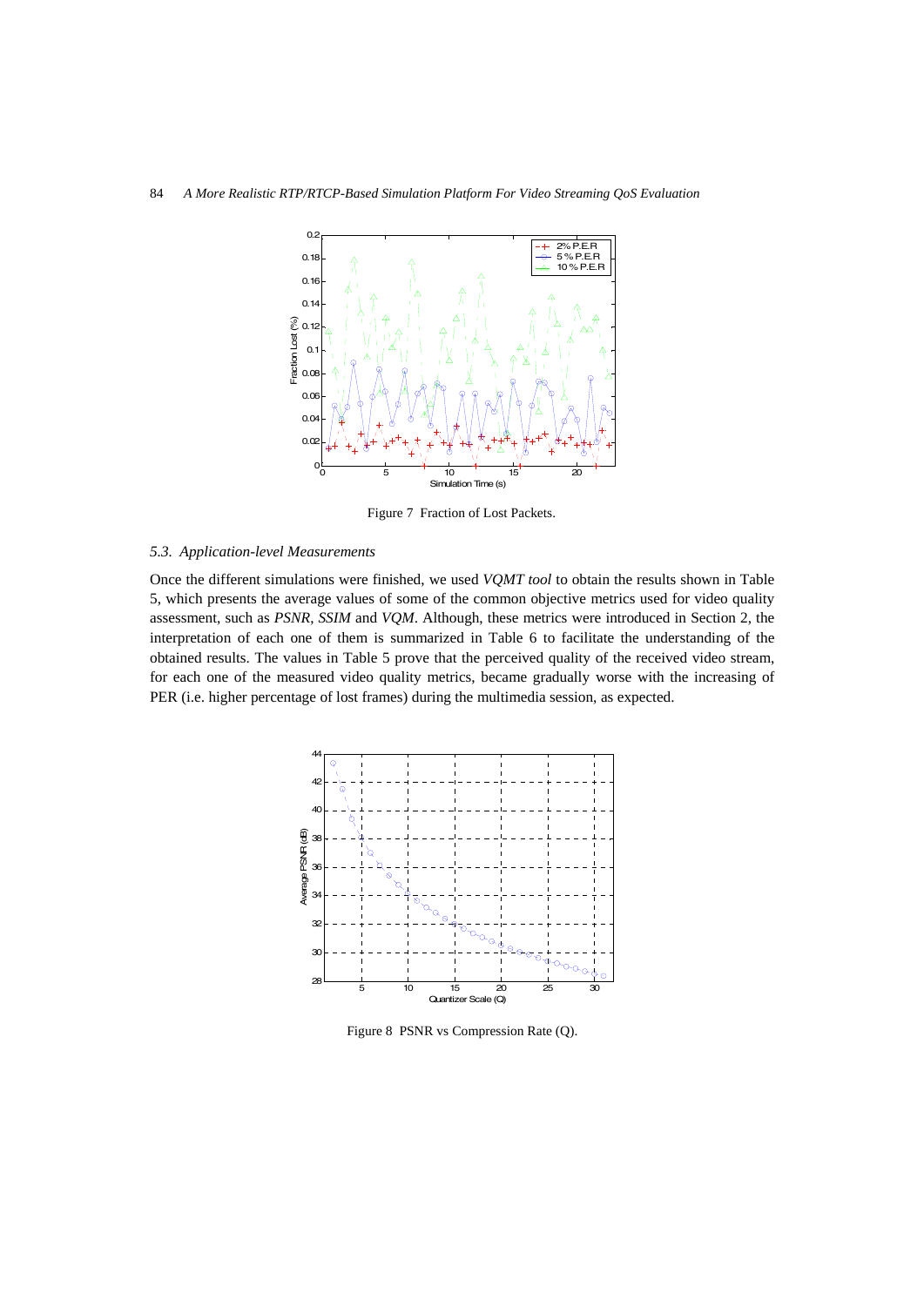Figure 7  Fraction of Lost Packets.

### 5.3. Application-level Measurements

Once the different simulations were finished, we used *VQMT tool* to obtain the results shown in Table 5, which presents the average values of some of the common objective metrics used for video quality assessment, such as *PSNR*, *SSIM* and *VQM*. Although, these metrics were introduced in Section 2, the interpretation of each one of them is summarized in Table 6 to facilitate the understanding of the obtained results. The values in Table 5 prove that the perceived quality of the received video stream, for each one of the measured video quality metrics, became gradually worse with the increasing of PER (i.e. higher percentage of lost frames) during the multimedia session, as expected.

Figure 8  PSNR vs Compression Rate (Q).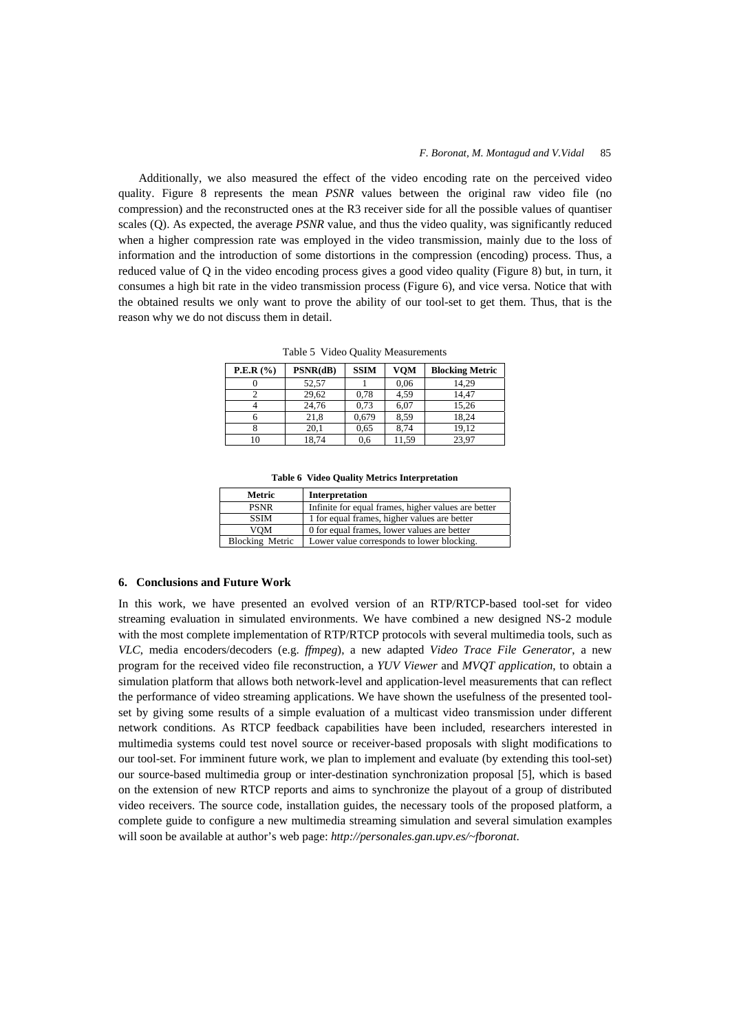Additionally, we also measured the effect of the video encoding rate on the perceived video quality. Figure 8 represents the mean *PSNR* values between the original raw video file (no compression) and the reconstructed ones at the R3 receiver side for all the possible values of quantiser scales (Q). As expected, the average *PSNR* value, and thus the video quality, was significantly reduced when a higher compression rate was employed in the video transmission, mainly due to the loss of information and the introduction of some distortions in the compression (encoding) process. Thus, a reduced value of Q in the video encoding process gives a good video quality (Figure 8) but, in turn, it consumes a high bit rate in the video transmission process (Figure 6), and vice versa. Notice that with the obtained results we only want to prove the ability of our tool-set to get them. Thus, that is the reason why we do not discuss them in detail.

Table 5 Video Quality Measurements

| P.E.R (%) | PSNR(dB) | SSIM | VQM | Blocking Metric |
|---|---|---|---|---|
| 0 | 52,57 | 1 | 0,06 | 14,29 |
| 2 | 29,62 | 0,78 | 4,59 | 14,47 |
| 4 | 24,76 | 0,73 | 6,07 | 15,26 |
| 6 | 21,8 | 0,679 | 8,59 | 18,24 |
| 8 | 20,1 | 0,65 | 8,74 | 19,12 |
| 10 | 18,74 | 0,6 | 11,59 | 23,97 |

**Table 6 Video Quality Metrics Interpretation**

| Metric | Interpretation |
|---|---|
| PSNR | Infinite for equal frames, higher values are better |
| SSIM | 1 for equal frames, higher values are better |
| VQM | 0 for equal frames, lower values are better |
| Blocking Metric | Lower value corresponds to lower blocking. |

## 6. Conclusions and Future Work

In this work, we have presented an evolved version of an RTP/RTCP-based tool-set for video streaming evaluation in simulated environments. We have combined a new designed NS-2 module with the most complete implementation of RTP/RTCP protocols with several multimedia tools, such as *VLC*, media encoders/decoders (e.g. *ffmpeg*), a new adapted *Video Trace File Generator*, a new program for the received video file reconstruction, a *YUV Viewer* and *MVQT application*, to obtain a simulation platform that allows both network-level and application-level measurements that can reflect the performance of video streaming applications. We have shown the usefulness of the presented tool-set by giving some results of a simple evaluation of a multicast video transmission under different network conditions. As RTCP feedback capabilities have been included, researchers interested in multimedia systems could test novel source or receiver-based proposals with slight modifications to our tool-set. For imminent future work, we plan to implement and evaluate (by extending this tool-set) our source-based multimedia group or inter-destination synchronization proposal [5], which is based on the extension of new RTCP reports and aims to synchronize the playout of a group of distributed video receivers. The source code, installation guides, the necessary tools of the proposed platform, a complete guide to configure a new multimedia streaming simulation and several simulation examples will soon be available at author's web page: *http://personales.gan.upv.es/~fboronat*.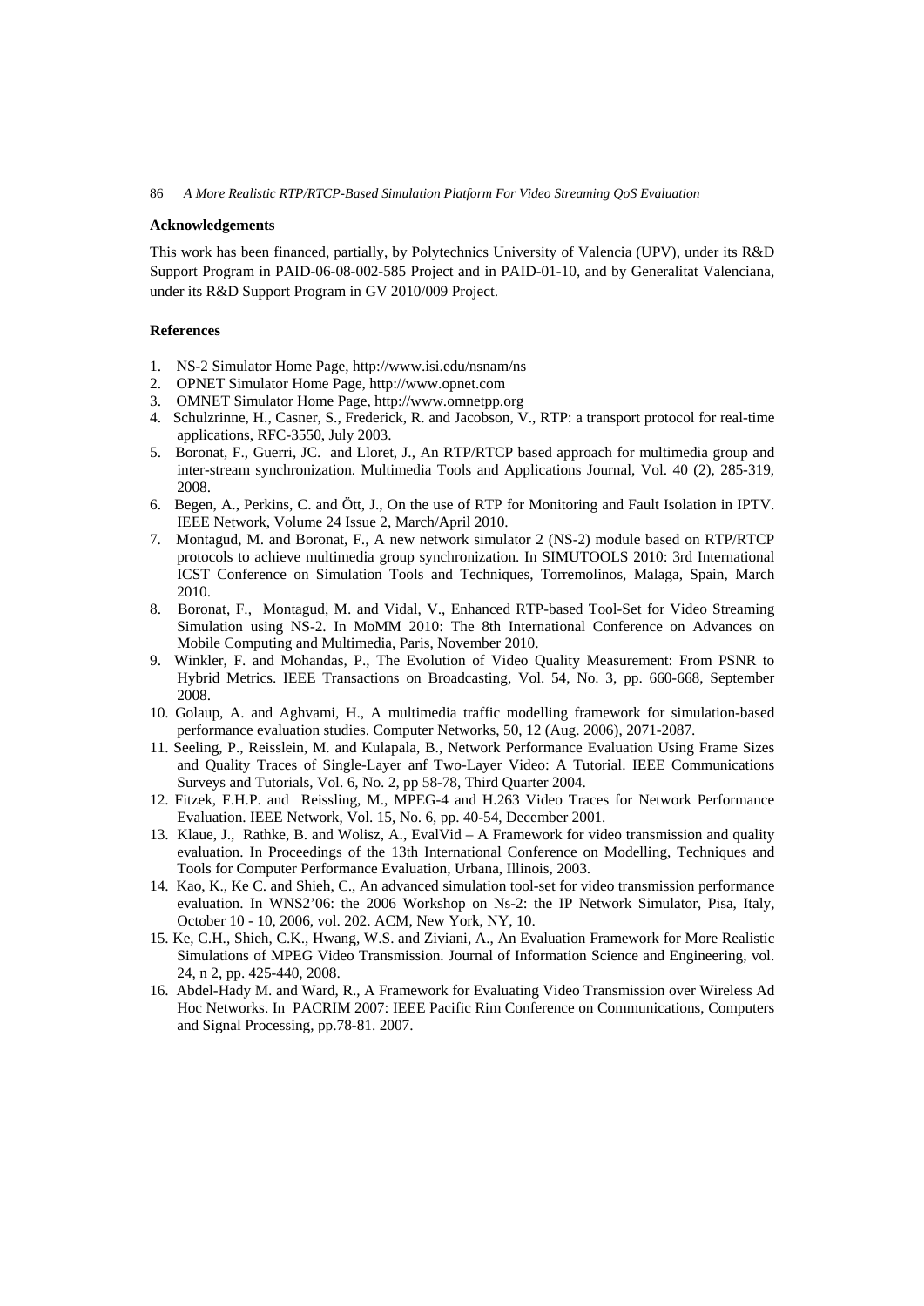## Acknowledgements

This work has been financed, partially, by Polytechnics University of Valencia (UPV), under its R&D Support Program in PAID-06-08-002-585 Project and in PAID-01-10, and by Generalitat Valenciana, under its R&D Support Program in GV 2010/009 Project.

## References

1. NS-2 Simulator Home Page, http://www.isi.edu/nsnam/ns
2. OPNET Simulator Home Page, http://www.opnet.com
3. OMNET Simulator Home Page, http://www.omnetpp.org
4. Schulzrinne, H., Casner, S., Frederick, R. and Jacobson, V., RTP: a transport protocol for real-time applications, RFC-3550, July 2003.
5. Boronat, F., Guerri, JC. and Lloret, J., An RTP/RTCP based approach for multimedia group and inter-stream synchronization. Multimedia Tools and Applications Journal, Vol. 40 (2), 285-319, 2008.
6. Begen, A., Perkins, C. and Ött, J., On the use of RTP for Monitoring and Fault Isolation in IPTV. IEEE Network, Volume 24 Issue 2, March/April 2010.
7. Montagud, M. and Boronat, F., A new network simulator 2 (NS-2) module based on RTP/RTCP protocols to achieve multimedia group synchronization. In SIMUTOOLS 2010: 3rd International ICST Conference on Simulation Tools and Techniques, Torremolinos, Malaga, Spain, March 2010.
8. Boronat, F., Montagud, M. and Vidal, V., Enhanced RTP-based Tool-Set for Video Streaming Simulation using NS-2. In MoMM 2010: The 8th International Conference on Advances on Mobile Computing and Multimedia, Paris, November 2010.
9. Winkler, F. and Mohandas, P., The Evolution of Video Quality Measurement: From PSNR to Hybrid Metrics. IEEE Transactions on Broadcasting, Vol. 54, No. 3, pp. 660-668, September 2008.
10. Golaup, A. and Aghvami, H., A multimedia traffic modelling framework for simulation-based performance evaluation studies. Computer Networks, 50, 12 (Aug. 2006), 2071-2087.
11. Seeling, P., Reisslein, M. and Kulapala, B., Network Performance Evaluation Using Frame Sizes and Quality Traces of Single-Layer anf Two-Layer Video: A Tutorial. IEEE Communications Surveys and Tutorials, Vol. 6, No. 2, pp 58-78, Third Quarter 2004.
12. Fitzek, F.H.P. and Reissling, M., MPEG-4 and H.263 Video Traces for Network Performance Evaluation. IEEE Network, Vol. 15, No. 6, pp. 40-54, December 2001.
13. Klaue, J., Rathke, B. and Wolisz, A., EvalVid – A Framework for video transmission and quality evaluation. In Proceedings of the 13th International Conference on Modelling, Techniques and Tools for Computer Performance Evaluation, Urbana, Illinois, 2003.
14. Kao, K., Ke C. and Shieh, C., An advanced simulation tool-set for video transmission performance evaluation. In WNS2'06: the 2006 Workshop on Ns-2: the IP Network Simulator, Pisa, Italy, October 10 - 10, 2006, vol. 202. ACM, New York, NY, 10.
15. Ke, C.H., Shieh, C.K., Hwang, W.S. and Ziviani, A., An Evaluation Framework for More Realistic Simulations of MPEG Video Transmission. Journal of Information Science and Engineering, vol. 24, n 2, pp. 425-440, 2008.
16. Abdel-Hady M. and Ward, R., A Framework for Evaluating Video Transmission over Wireless Ad Hoc Networks. In PACRIM 2007: IEEE Pacific Rim Conference on Communications, Computers and Signal Processing, pp.78-81. 2007.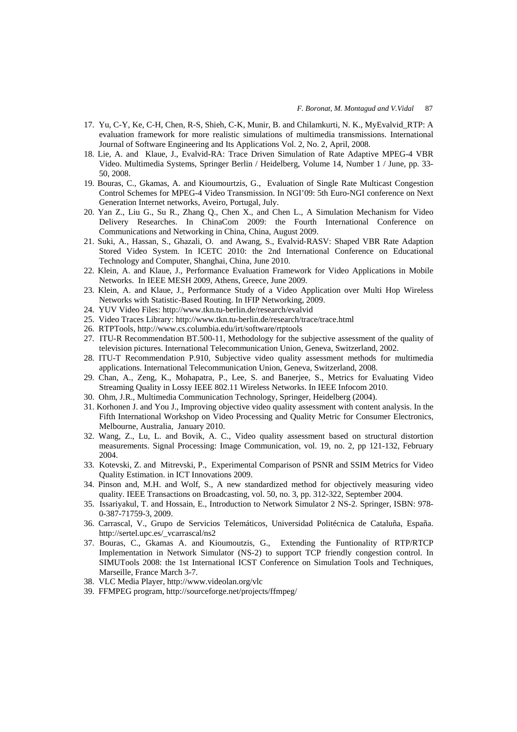17. Yu, C-Y, Ke, C-H, Chen, R-S, Shieh, C-K, Munir, B. and Chilamkurti, N. K., MyEvalvid_RTP: A evaluation framework for more realistic simulations of multimedia transmissions. International Journal of Software Engineering and Its Applications Vol. 2, No. 2, April, 2008.
18. Lie, A. and Klaue, J., Evalvid-RA: Trace Driven Simulation of Rate Adaptive MPEG-4 VBR Video. Multimedia Systems, Springer Berlin / Heidelberg, Volume 14, Number 1 / June, pp. 33-50, 2008.
19. Bouras, C., Gkamas, A. and Kioumourtzis, G., Evaluation of Single Rate Multicast Congestion Control Schemes for MPEG-4 Video Transmission. In NGI'09: 5th Euro-NGI conference on Next Generation Internet networks, Aveiro, Portugal, July.
20. Yan Z., Liu G., Su R., Zhang Q., Chen X., and Chen L., A Simulation Mechanism for Video Delivery Researches. In ChinaCom 2009: the Fourth International Conference on Communications and Networking in China, China, August 2009.
21. Suki, A., Hassan, S., Ghazali, O. and Awang, S., Evalvid-RASV: Shaped VBR Rate Adaption Stored Video System. In ICETC 2010: the 2nd International Conference on Educational Technology and Computer, Shanghai, China, June 2010.
22. Klein, A. and Klaue, J., Performance Evaluation Framework for Video Applications in Mobile Networks. In IEEE MESH 2009, Athens, Greece, June 2009.
23. Klein, A. and Klaue, J., Performance Study of a Video Application over Multi Hop Wireless Networks with Statistic-Based Routing. In IFIP Networking, 2009.
24. YUV Video Files: http://www.tkn.tu-berlin.de/research/evalvid
25. Video Traces Library: http://www.tkn.tu-berlin.de/research/trace/trace.html
26. RTPTools, http://www.cs.columbia.edu/irt/software/rtptools
27. ITU-R Recommendation BT.500-11, Methodology for the subjective assessment of the quality of television pictures. International Telecommunication Union, Geneva, Switzerland, 2002.
28. ITU-T Recommendation P.910, Subjective video quality assessment methods for multimedia applications. International Telecommunication Union, Geneva, Switzerland, 2008.
29. Chan, A., Zeng, K., Mohapatra, P., Lee, S. and Banerjee, S., Metrics for Evaluating Video Streaming Quality in Lossy IEEE 802.11 Wireless Networks. In IEEE Infocom 2010.
30. Ohm, J.R., Multimedia Communication Technology, Springer, Heidelberg (2004).
31. Korhonen J. and You J., Improving objective video quality assessment with content analysis. In the Fifth International Workshop on Video Processing and Quality Metric for Consumer Electronics, Melbourne, Australia, January 2010.
32. Wang, Z., Lu, L. and Bovik, A. C., Video quality assessment based on structural distortion measurements. Signal Processing: Image Communication, vol. 19, no. 2, pp 121-132, February 2004.
33. Kotevski, Z. and Mitrevski, P., Experimental Comparison of PSNR and SSIM Metrics for Video Quality Estimation. in ICT Innovations 2009.
34. Pinson and, M.H. and Wolf, S., A new standardized method for objectively measuring video quality. IEEE Transactions on Broadcasting, vol. 50, no. 3, pp. 312-322, September 2004.
35. Issariyakul, T. and Hossain, E., Introduction to Network Simulator 2 NS-2. Springer, ISBN: 978-0-387-71759-3, 2009.
36. Carrascal, V., Grupo de Servicios Telemáticos, Universidad Politécnica de Cataluña, España. http://sertel.upc.es/_vcarrascal/ns2
37. Bouras, C., Gkamas A. and Kioumoutzis, G., Extending the Funtionality of RTP/RTCP Implementation in Network Simulator (NS-2) to support TCP friendly congestion control. In SIMUTools 2008: the 1st International ICST Conference on Simulation Tools and Techniques, Marseille, France March 3-7.
38. VLC Media Player, http://www.videolan.org/vlc
39. FFMPEG program, http://sourceforge.net/projects/ffmpeg/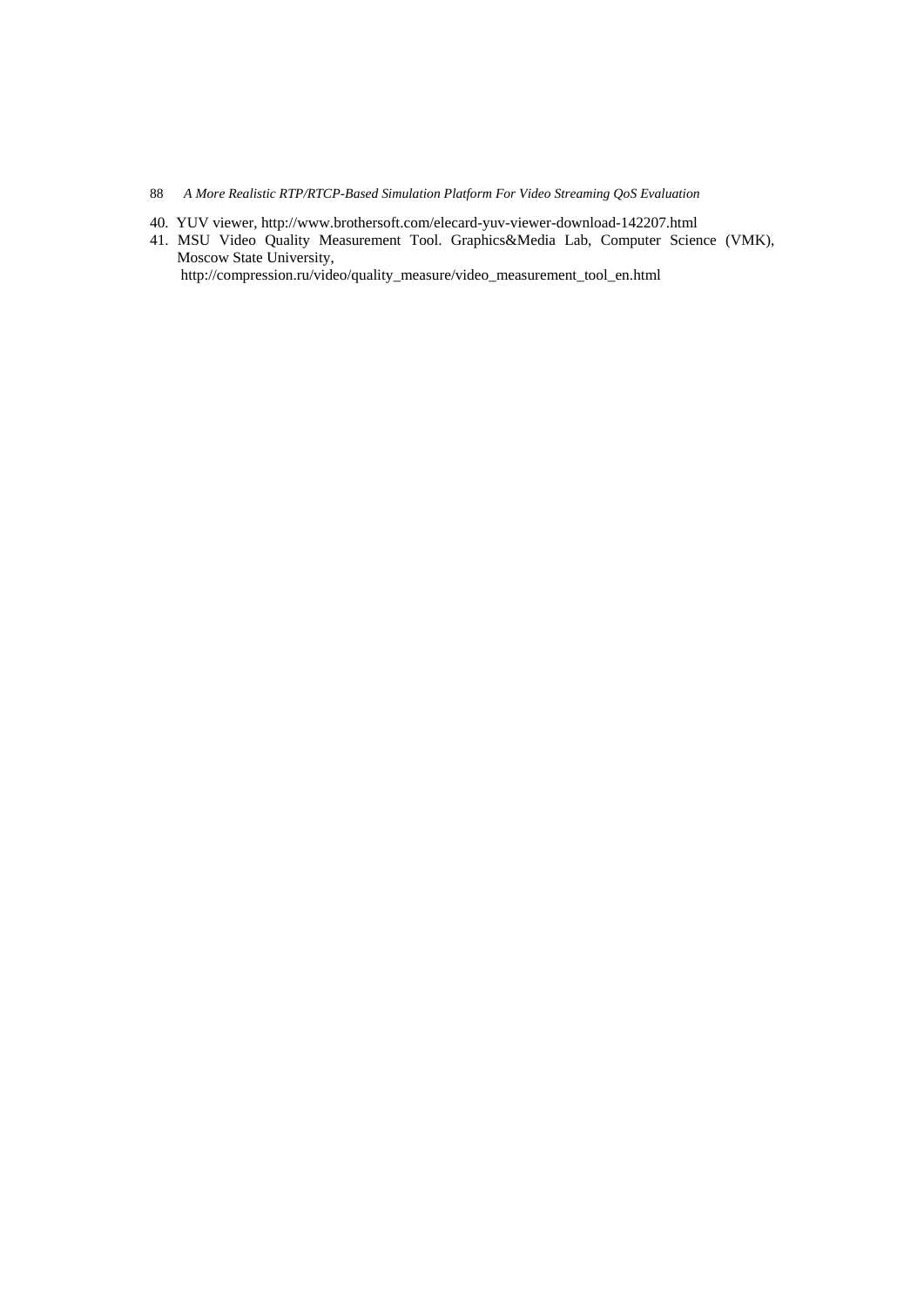40. YUV viewer, http://www.brothersoft.com/elecard-yuv-viewer-download-142207.html
41. MSU Video Quality Measurement Tool. Graphics&Media Lab, Computer Science (VMK), Moscow State University, http://compression.ru/video/quality_measure/video_measurement_tool_en.html